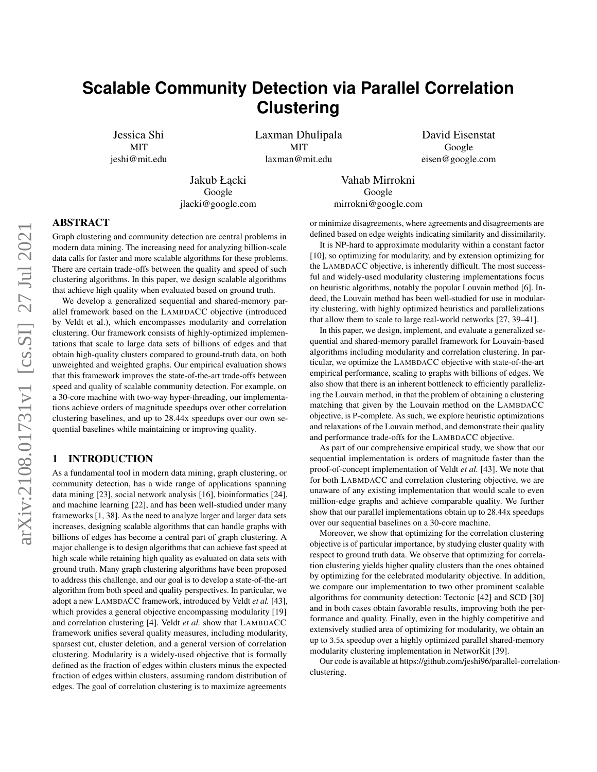# Scalable Community Detection via Parallel Correlation Clustering

Jessica Shi
MIT
jeshi@mit.edu

Laxman Dhulipala
MIT
laxman@mit.edu

David Eisenstat
Google
eisen@google.com

Jakub Łącki
Google
jlacki@google.com

Vahab Mirrokni
Google
mirrokni@google.com

## ABSTRACT

Graph clustering and community detection are central problems in modern data mining. The increasing need for analyzing billion-scale data calls for faster and more scalable algorithms for these problems. There are certain trade-offs between the quality and speed of such clustering algorithms. In this paper, we design scalable algorithms that achieve high quality when evaluated based on ground truth.

We develop a generalized sequential and shared-memory parallel framework based on the LambdaCC objective (introduced by Veldt et al.), which encompasses modularity and correlation clustering. Our framework consists of highly-optimized implementations that scale to large data sets of billions of edges and that obtain high-quality clusters compared to ground-truth data, on both unweighted and weighted graphs. Our empirical evaluation shows that this framework improves the state-of-the-art trade-offs between speed and quality of scalable community detection. For example, on a 30-core machine with two-way hyper-threading, our implementations achieve orders of magnitude speedups over other correlation clustering baselines, and up to 28.44x speedups over our own sequential baselines while maintaining or improving quality.

## 1 INTRODUCTION

As a fundamental tool in modern data mining, graph clustering, or community detection, has a wide range of applications spanning data mining [23], social network analysis [16], bioinformatics [24], and machine learning [22], and has been well-studied under many frameworks [1, 38]. As the need to analyze larger and larger data sets increases, designing scalable algorithms that can handle graphs with billions of edges has become a central part of graph clustering. A major challenge is to design algorithms that can achieve fast speed at high scale while retaining high quality as evaluated on data sets with ground truth. Many graph clustering algorithms have been proposed to address this challenge, and our goal is to develop a state-of-the-art algorithm from both speed and quality perspectives. In particular, we adopt a new LambdaCC framework, introduced by Veldt *et al.* [43], which provides a general objective encompassing modularity [19] and correlation clustering [4]. Veldt *et al.* show that LambdaCC framework unifies several quality measures, including modularity, sparsest cut, cluster deletion, and a general version of correlation clustering. Modularity is a widely-used objective that is formally defined as the fraction of edges within clusters minus the expected fraction of edges within clusters, assuming random distribution of edges. The goal of correlation clustering is to maximize agreements or minimize disagreements, where agreements and disagreements are defined based on edge weights indicating similarity and dissimilarity.

It is NP-hard to approximate modularity within a constant factor [10], so optimizing for modularity, and by extension optimizing for the LambdaCC objective, is inherently difficult. The most successful and widely-used modularity clustering implementations focus on heuristic algorithms, notably the popular Louvain method [6]. Indeed, the Louvain method has been well-studied for use in modularity clustering, with highly optimized heuristics and parallelizations that allow them to scale to large real-world networks [27, 39–41].

In this paper, we design, implement, and evaluate a generalized sequential and shared-memory parallel framework for Louvain-based algorithms including modularity and correlation clustering. In particular, we optimize the LambdaCC objective with state-of-the-art empirical performance, scaling to graphs with billions of edges. We also show that there is an inherent bottleneck to efficiently parallelizing the Louvain method, in that the problem of obtaining a clustering matching that given by the Louvain method on the LambdaCC objective, is P-complete. As such, we explore heuristic optimizations and relaxations of the Louvain method, and demonstrate their quality and performance trade-offs for the LambdaCC objective.

As part of our comprehensive empirical study, we show that our sequential implementation is orders of magnitude faster than the proof-of-concept implementation of Veldt *et al.* [43]. We note that for both LabmdaCC and correlation clustering objective, we are unaware of any existing implementation that would scale to even million-edge graphs and achieve comparable quality. We further show that our parallel implementations obtain up to 28.44x speedups over our sequential baselines on a 30-core machine.

Moreover, we show that optimizing for the correlation clustering objective is of particular importance, by studying cluster quality with respect to ground truth data. We observe that optimizing for correlation clustering yields higher quality clusters than the ones obtained by optimizing for the celebrated modularity objective. In addition, we compare our implementation to two other prominent scalable algorithms for community detection: Tectonic [42] and SCD [30] and in both cases obtain favorable results, improving both the performance and quality. Finally, even in the highly competitive and extensively studied area of optimizing for modularity, we obtain an up to 3.5x speedup over a highly optimized parallel shared-memory modularity clustering implementation in NetworKit [39].

Our code is available at https://github.com/jeshi96/parallel-correlation-clustering.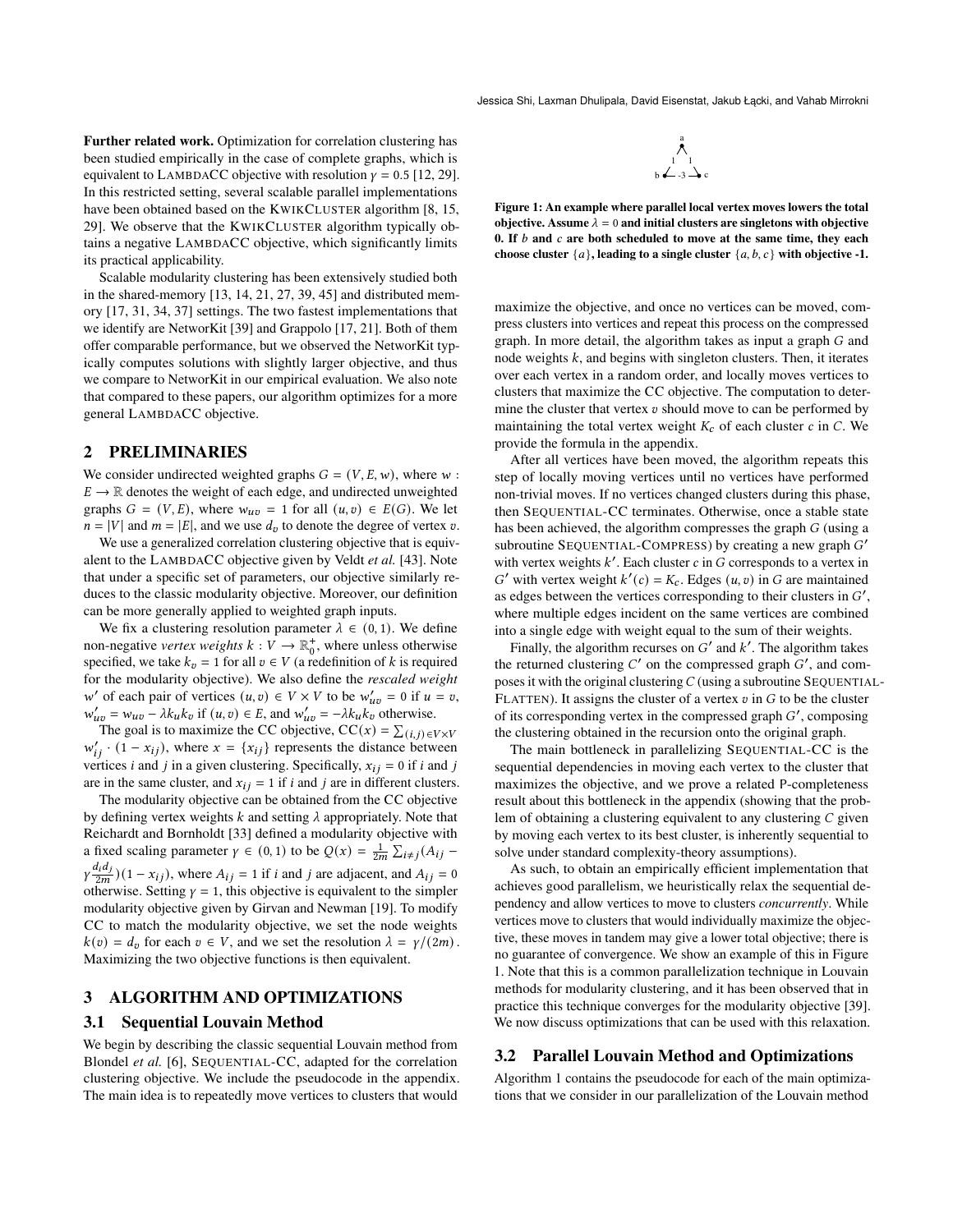**Further related work.** Optimization for correlation clustering has been studied empirically in the case of complete graphs, which is equivalent to LambdaCC objective with resolution $\gamma = 0.5$ [12, 29]. In this restricted setting, several scalable parallel implementations have been obtained based on the KwikCluster algorithm [8, 15, 29]. We observe that the KwikCluster algorithm typically obtains a negative LambdaCC objective, which significantly limits its practical applicability.

Scalable modularity clustering has been extensively studied both in the shared-memory [13, 14, 21, 27, 39, 45] and distributed memory [17, 31, 34, 37] settings. The two fastest implementations that we identify are NetworKit [39] and Grappolo [17, 21]. Both of them offer comparable performance, but we observed the NetworKit typically computes solutions with slightly larger objective, and thus we compare to NetworKit in our empirical evaluation. We also note that compared to these papers, our algorithm optimizes for a more general LambdaCC objective.

## 2 PRELIMINARIES

We consider undirected weighted graphs $G = (V, E, w)$, where $w : E \to \mathbb{R}$ denotes the weight of each edge, and undirected unweighted graphs $G = (V, E)$, where $w_{uv} = 1$ for all $(u, v) \in E(G)$. We let $n = |V|$ and $m = |E|$, and we use $d_v$ to denote the degree of vertex $v$.

We use a generalized correlation clustering objective that is equivalent to the LambdaCC objective given by Veldt *et al.* [43]. Note that under a specific set of parameters, our objective similarly reduces to the classic modularity objective. Moreover, our definition can be more generally applied to weighted graph inputs.

We fix a clustering resolution parameter $\lambda \in (0, 1)$. We define non-negative *vertex weights* $k : V \to \mathbb{R}_0^+$, where unless otherwise specified, we take $k_v = 1$ for all $v \in V$ (a redefinition of $k$ is required for the modularity objective). We also define the *rescaled weight* $w'$ of each pair of vertices $(u, v) \in V \times V$ to be $w'_{uv} = 0$ if $u = v$, $w'_{uv} = w_{uv} - \lambda k_u k_v$ if $(u, v) \in E$, and $w'_{uv} = -\lambda k_u k_v$ otherwise.

The goal is to maximize the CC objective, $\text{CC}(x) = \sum_{(i,j) \in V \times V} w'_{ij} \cdot (1 - x_{ij})$, where $x = \{x_{ij}\}$ represents the distance between vertices $i$ and $j$ in a given clustering. Specifically, $x_{ij} = 0$ if $i$ and $j$ are in the same cluster, and $x_{ij} = 1$ if $i$ and $j$ are in different clusters.

The modularity objective can be obtained from the CC objective by defining vertex weights $k$ and setting $\lambda$ appropriately. Note that Reichardt and Bornholdt [33] defined a modularity objective with a fixed scaling parameter $\gamma \in (0, 1)$ to be $Q(x) = \frac{1}{2m} \sum_{i \neq j} (A_{ij} - \gamma \frac{d_i d_j}{2m})(1 - x_{ij})$, where $A_{ij} = 1$ if $i$ and $j$ are adjacent, and $A_{ij} = 0$ otherwise. Setting $\gamma = 1$, this objective is equivalent to the simpler modularity objective given by Girvan and Newman [19]. To modify CC to match the modularity objective, we set the node weights $k(v) = d_v$ for each $v \in V$, and we set the resolution $\lambda = \gamma/(2m)$. Maximizing the two objective functions is then equivalent.

## 3 ALGORITHM AND OPTIMIZATIONS

### 3.1 Sequential Louvain Method

We begin by describing the classic sequential Louvain method from Blondel *et al.* [6], Sequential-CC, adapted for the correlation clustering objective. We include the pseudocode in the appendix. The main idea is to repeatedly move vertices to clusters that would maximize the objective, and once no vertices can be moved, compress clusters into vertices and repeat this process on the compressed graph. In more detail, the algorithm takes as input a graph $G$ and node weights $k$, and begins with singleton clusters. Then, it iterates over each vertex in a random order, and locally moves vertices to clusters that maximize the CC objective. The computation to determine the cluster that vertex $v$ should move to can be performed by maintaining the total vertex weight $K_c$ of each cluster $c$ in $C$. We provide the formula in the appendix.

**Figure 1: An example where parallel local vertex moves lowers the total objective. Assume $\lambda = 0$ and initial clusters are singletons with objective 0. If $b$ and $c$ are both scheduled to move at the same time, they each choose cluster $\{a\}$, leading to a single cluster $\{a, b, c\}$ with objective -1.**

After all vertices have been moved, the algorithm repeats this step of locally moving vertices until no vertices have performed non-trivial moves. If no vertices changed clusters during this phase, then Sequential-CC terminates. Otherwise, once a stable state has been achieved, the algorithm compresses the graph $G$ (using a subroutine Sequential-Compress) by creating a new graph $G'$ with vertex weights $k'$. Each cluster $c$ in $G$ corresponds to a vertex in $G'$ with vertex weight $k'(c) = K_c$. Edges $(u, v)$ in $G$ are maintained as edges between the vertices corresponding to their clusters in $G'$, where multiple edges incident on the same vertices are combined into a single edge with weight equal to the sum of their weights.

Finally, the algorithm recurses on $G'$ and $k'$. The algorithm takes the returned clustering $C'$ on the compressed graph $G'$, and composes it with the original clustering $C$ (using a subroutine Sequential-Flatten). It assigns the cluster of a vertex $v$ in $G$ to be the cluster of its corresponding vertex in the compressed graph $G'$, composing the clustering obtained in the recursion onto the original graph.

The main bottleneck in parallelizing Sequential-CC is the sequential dependencies in moving each vertex to the cluster that maximizes the objective, and we prove a related P-completeness result about this bottleneck in the appendix (showing that the problem of obtaining a clustering equivalent to any clustering $C$ given by moving each vertex to its best cluster, is inherently sequential to solve under standard complexity-theory assumptions).

As such, to obtain an empirically efficient implementation that achieves good parallelism, we heuristically relax the sequential dependency and allow vertices to move to clusters *concurrently*. While vertices move to clusters that would individually maximize the objective, these moves in tandem may give a lower total objective; there is no guarantee of convergence. We show an example of this in Figure 1. Note that this is a common parallelization technique in Louvain methods for modularity clustering, and it has been observed that in practice this technique converges for the modularity objective [39]. We now discuss optimizations that can be used with this relaxation.

### 3.2 Parallel Louvain Method and Optimizations

Algorithm 1 contains the pseudocode for each of the main optimizations that we consider in our parallelization of the Louvain method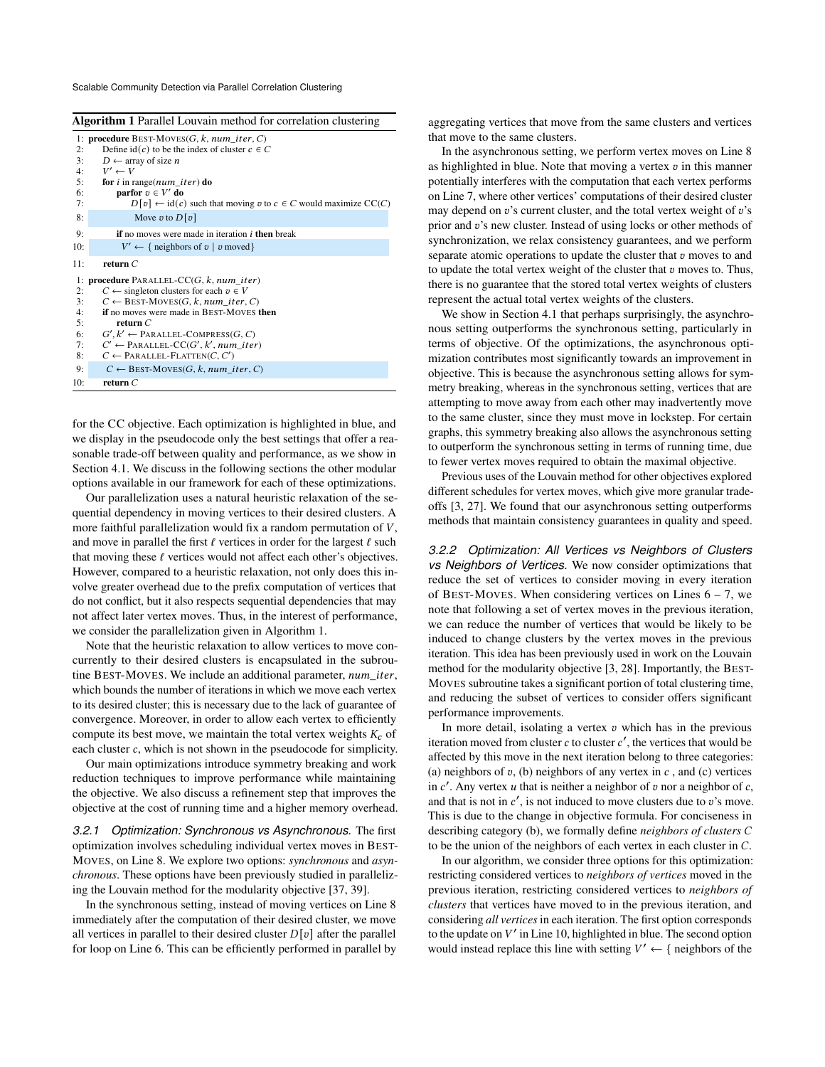**Algorithm 1** Parallel Louvain method for correlation clustering

```
1: procedure BEST-MOVES(G, k, num_iter, C)
2:     Define id(c) to be the index of cluster c ∈ C
3:     D ← array of size n
4:     V' ← V
5:     for i in range(num_iter) do
6:         parfor v ∈ V' do
7:             D[v] ← id(c) such that moving v to c ∈ C would maximize CC(C)
8:             Move v to D[v]
9:         if no moves were made in iteration i then break
10:        V' ← { neighbors of v | v moved}
11:    return C

1: procedure PARALLEL-CC(G, k, num_iter)
2:     C ← singleton clusters for each v ∈ V
3:     C ← BEST-MOVES(G, k, num_iter, C)
4:     if no moves were made in BEST-MOVES then
5:         return C
6:     G', k' ← PARALLEL-COMPRESS(G, C)
7:     C' ← PARALLEL-CC(G', k', num_iter)
8:     C ← PARALLEL-FLATTEN(C, C')
9:     C ← BEST-MOVES(G, k, num_iter, C)
10:    return C
```

for the CC objective. Each optimization is highlighted in blue, and we display in the pseudocode only the best settings that offer a reasonable trade-off between quality and performance, as we show in Section 4.1. We discuss in the following sections the other modular options available in our framework for each of these optimizations.

Our parallelization uses a natural heuristic relaxation of the sequential dependency in moving vertices to their desired clusters. A more faithful parallelization would fix a random permutation of $V$, and move in parallel the first $\ell$ vertices in order for the largest $\ell$ such that moving these $\ell$ vertices would not affect each other's objectives. However, compared to a heuristic relaxation, not only does this involve greater overhead due to the prefix computation of vertices that do not conflict, but it also respects sequential dependencies that may not affect later vertex moves. Thus, in the interest of performance, we consider the parallelization given in Algorithm 1.

Note that the heuristic relaxation to allow vertices to move concurrently to their desired clusters is encapsulated in the subroutine BEST-MOVES. We include an additional parameter, *num_iter*, which bounds the number of iterations in which we move each vertex to its desired cluster; this is necessary due to the lack of guarantee of convergence. Moreover, in order to allow each vertex to efficiently compute its best move, we maintain the total vertex weights $K_c$ of each cluster $c$, which is not shown in the pseudocode for simplicity.

Our main optimizations introduce symmetry breaking and work reduction techniques to improve performance while maintaining the objective. We also discuss a refinement step that improves the objective at the cost of running time and a higher memory overhead.

*3.2.1 Optimization: Synchronous vs Asynchronous.* The first optimization involves scheduling individual vertex moves in BEST-MOVES, on Line 8. We explore two options: *synchronous* and *asynchronous*. These options have been previously studied in parallelizing the Louvain method for the modularity objective [37, 39].

In the synchronous setting, instead of moving vertices on Line 8 immediately after the computation of their desired cluster, we move all vertices in parallel to their desired cluster $D[v]$ after the parallel for loop on Line 6. This can be efficiently performed in parallel by aggregating vertices that move from the same clusters and vertices that move to the same clusters.

In the asynchronous setting, we perform vertex moves on Line 8 as highlighted in blue. Note that moving a vertex $v$ in this manner potentially interferes with the computation that each vertex performs on Line 7, where other vertices' computations of their desired cluster may depend on $v$'s current cluster, and the total vertex weight of $v$'s prior and $v$'s new cluster. Instead of using locks or other methods of synchronization, we relax consistency guarantees, and we perform separate atomic operations to update the cluster that $v$ moves to and to update the total vertex weight of the cluster that $v$ moves to. Thus, there is no guarantee that the stored total vertex weights of clusters represent the actual total vertex weights of the clusters.

We show in Section 4.1 that perhaps surprisingly, the asynchronous setting outperforms the synchronous setting, particularly in terms of objective. Of the optimizations, the asynchronous optimization contributes most significantly towards an improvement in objective. This is because the asynchronous setting allows for symmetry breaking, whereas in the synchronous setting, vertices that are attempting to move away from each other may inadvertently move to the same cluster, since they must move in lockstep. For certain graphs, this symmetry breaking also allows the asynchronous setting to outperform the synchronous setting in terms of running time, due to fewer vertex moves required to obtain the maximal objective.

Previous uses of the Louvain method for other objectives explored different schedules for vertex moves, which give more granular tradeoffs [3, 27]. We found that our asynchronous setting outperforms methods that maintain consistency guarantees in quality and speed.

*3.2.2 Optimization: All Vertices vs Neighbors of Clusters vs Neighbors of Vertices.* We now consider optimizations that reduce the set of vertices to consider moving in every iteration of BEST-MOVES. When considering vertices on Lines 6 – 7, we note that following a set of vertex moves in the previous iteration, we can reduce the number of vertices that would be likely to be induced to change clusters by the vertex moves in the previous iteration. This idea has been previously used in work on the Louvain method for the modularity objective [3, 28]. Importantly, the BEST-MOVES subroutine takes a significant portion of total clustering time, and reducing the subset of vertices to consider offers significant performance improvements.

In more detail, isolating a vertex $v$ which has in the previous iteration moved from cluster $c$ to cluster $c'$, the vertices that would be affected by this move in the next iteration belong to three categories: (a) neighbors of $v$, (b) neighbors of any vertex in $c$ , and (c) vertices in $c'$. Any vertex $u$ that is neither a neighbor of $v$ nor a neighbor of $c$, and that is not in $c'$, is not induced to move clusters due to $v$'s move. This is due to the change in objective formula. For conciseness in describing category (b), we formally define *neighbors of clusters $C$* to be the union of the neighbors of each vertex in each cluster in $C$.

In our algorithm, we consider three options for this optimization: restricting considered vertices to *neighbors of vertices* moved in the previous iteration, restricting considered vertices to *neighbors of clusters* that vertices have moved to in the previous iteration, and considering *all vertices* in each iteration. The first option corresponds to the update on $V'$ in Line 10, highlighted in blue. The second option would instead replace this line with setting $V' \leftarrow$ { neighbors of the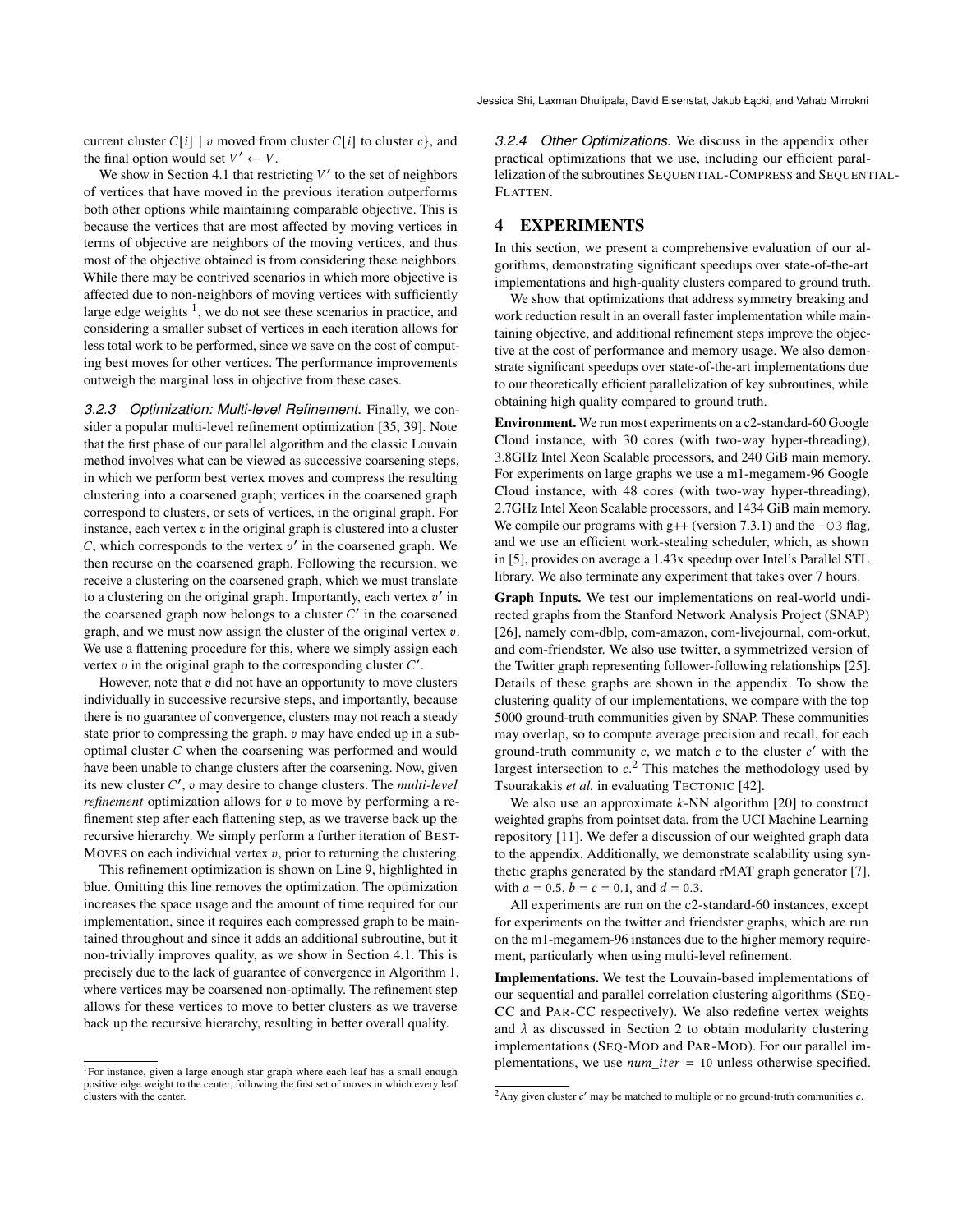current cluster $C[i]$ | $v$ moved from cluster $C[i]$ to cluster $c$}, and the final option would set $V' \leftarrow V$.

We show in Section 4.1 that restricting $V'$ to the set of neighbors of vertices that have moved in the previous iteration outperforms both other options while maintaining comparable objective. This is because the vertices that are most affected by moving vertices in terms of objective are neighbors of the moving vertices, and thus most of the objective obtained is from considering these neighbors. While there may be contrived scenarios in which more objective is affected due to non-neighbors of moving vertices with sufficiently large edge weights [1], we do not see these scenarios in practice, and considering a smaller subset of vertices in each iteration allows for less total work to be performed, since we save on the cost of computing best moves for other vertices. The performance improvements outweigh the marginal loss in objective from these cases.

#### 3.2.3 Optimization: Multi-level Refinement.

Finally, we consider a popular multi-level refinement optimization [35, 39]. Note that the first phase of our parallel algorithm and the classic Louvain method involves what can be viewed as successive coarsening steps, in which we perform best vertex moves and compress the resulting clustering into a coarsened graph; vertices in the coarsened graph correspond to clusters, or sets of vertices, in the original graph. For instance, each vertex $v$ in the original graph is clustered into a cluster $C$, which corresponds to the vertex $v'$ in the coarsened graph. We then recurse on the coarsened graph. Following the recursion, we receive a clustering on the coarsened graph, which we must translate to a clustering on the original graph. Importantly, each vertex $v'$ in the coarsened graph now belongs to a cluster $C'$ in the coarsened graph, and we must now assign the cluster of the original vertex $v$. We use a flattening procedure for this, where we simply assign each vertex $v$ in the original graph to the corresponding cluster $C'$.

However, note that $v$ did not have an opportunity to move clusters individually in successive recursive steps, and importantly, because there is no guarantee of convergence, clusters may not reach a steady state prior to compressing the graph. $v$ may have ended up in a suboptimal cluster $C$ when the coarsening was performed and would have been unable to change clusters after the coarsening. Now, given its new cluster $C'$, $v$ may desire to change clusters. The *multi-level refinement* optimization allows for $v$ to move by performing a refinement step after each flattening step, as we traverse back up the recursive hierarchy. We simply perform a further iteration of BEST-MOVES on each individual vertex $v$, prior to returning the clustering.

This refinement optimization is shown on Line 9, highlighted in blue. Omitting this line removes the optimization. The optimization increases the space usage and the amount of time required for our implementation, since it requires each compressed graph to be maintained throughout and since it adds an additional subroutine, but it non-trivially improves quality, as we show in Section 4.1. This is precisely due to the lack of guarantee of convergence in Algorithm 1, where vertices may be coarsened non-optimally. The refinement step allows for these vertices to move to better clusters as we traverse back up the recursive hierarchy, resulting in better overall quality.

[1] For instance, given a large enough star graph where each leaf has a small enough positive edge weight to the center, following the first set of moves in which every leaf clusters with the center.

#### 3.2.4 Other Optimizations.

We discuss in the appendix other practical optimizations that we use, including our efficient parallelization of the subroutines SEQUENTIAL-COMPRESS and SEQUENTIAL-FLATTEN.

## 4 EXPERIMENTS

In this section, we present a comprehensive evaluation of our algorithms, demonstrating significant speedups over state-of-the-art implementations and high-quality clusters compared to ground truth.

We show that optimizations that address symmetry breaking and work reduction result in an overall faster implementation while maintaining objective, and additional refinement steps improve the objective at the cost of performance and memory usage. We also demonstrate significant speedups over state-of-the-art implementations due to our theoretically efficient parallelization of key subroutines, while obtaining high quality compared to ground truth.

**Environment.** We run most experiments on a c2-standard-60 Google Cloud instance, with 30 cores (with two-way hyper-threading), 3.8GHz Intel Xeon Scalable processors, and 240 GiB main memory. For experiments on large graphs we use a m1-megamem-96 Google Cloud instance, with 48 cores (with two-way hyper-threading), 2.7GHz Intel Xeon Scalable processors, and 1434 GiB main memory. We compile our programs with g++ (version 7.3.1) and the `-O3` flag, and we use an efficient work-stealing scheduler, which, as shown in [5], provides on average a 1.43x speedup over Intel's Parallel STL library. We also terminate any experiment that takes over 7 hours.

**Graph Inputs.** We test our implementations on real-world undirected graphs from the Stanford Network Analysis Project (SNAP) [26], namely com-dblp, com-amazon, com-livejournal, com-orkut, and com-friendster. We also use twitter, a symmetrized version of the Twitter graph representing follower-following relationships [25]. Details of these graphs are shown in the appendix. To show the clustering quality of our implementations, we compare with the top 5000 ground-truth communities given by SNAP. These communities may overlap, so to compute average precision and recall, for each ground-truth community $c$, we match $c$ to the cluster $c'$ with the largest intersection to $c$.[2] This matches the methodology used by Tsourakakis *et al.* in evaluating TECTONIC [42].

We also use an approximate $k$-NN algorithm [20] to construct weighted graphs from pointset data, from the UCI Machine Learning repository [11]. We defer a discussion of our weighted graph data to the appendix. Additionally, we demonstrate scalability using synthetic graphs generated by the standard rMAT graph generator [7], with $a = 0.5$, $b = c = 0.1$, and $d = 0.3$.

All experiments are run on the c2-standard-60 instances, except for experiments on the twitter and friendster graphs, which are run on the m1-megamem-96 instances due to the higher memory requirement, particularly when using multi-level refinement.

**Implementations.** We test the Louvain-based implementations of our sequential and parallel correlation clustering algorithms (SEQ-CC and PAR-CC respectively). We also redefine vertex weights and $\lambda$ as discussed in Section 2 to obtain modularity clustering implementations (SEQ-MOD and PAR-MOD). For our parallel implementations, we use $num\_iter = 10$ unless otherwise specified.

[2] Any given cluster $c'$ may be matched to multiple or no ground-truth communities $c$.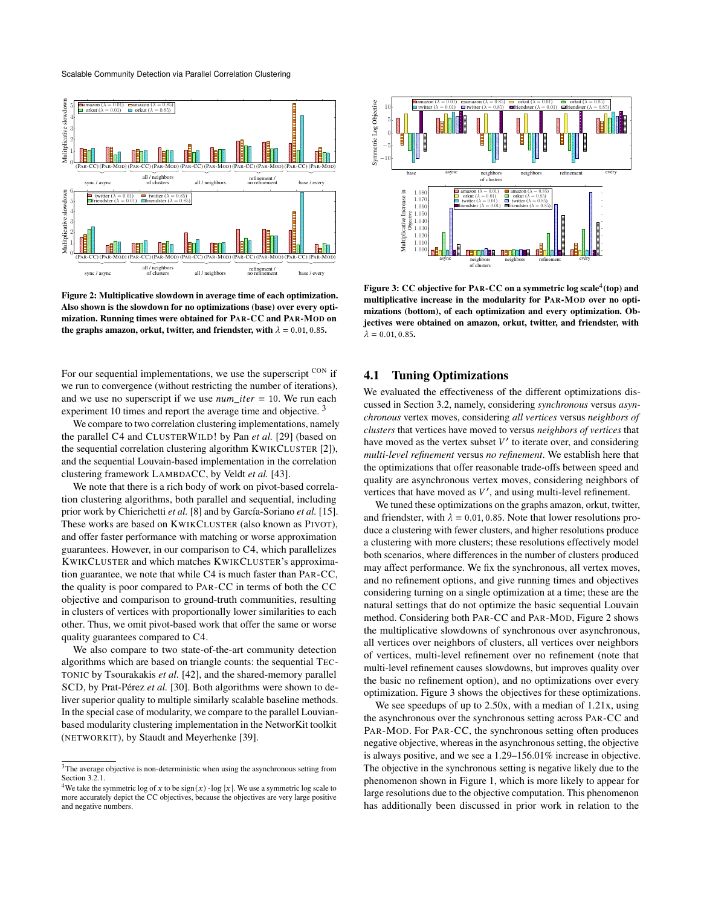**Figure 2: Multiplicative slowdown in average time of each optimization. Also shown is the slowdown for no optimizations (base) over every optimization. Running times were obtained for PAR-CC and PAR-MOD on the graphs amazon, orkut, twitter, and friendster, with $\lambda = 0.01, 0.85$.**

**Figure 3: CC objective for PAR-CC on a symmetric log scale[4] (top) and multiplicative increase in the modularity for PAR-MOD over no optimizations (bottom), of each optimization and every optimization. Objectives were obtained on amazon, orkut, twitter, and friendster, with $\lambda = 0.01, 0.85$.**

For our sequential implementations, we use the superscript CON if we run to convergence (without restricting the number of iterations), and we use no superscript if we use *num_iter* = 10. We run each experiment 10 times and report the average time and objective. [3]

We compare to two correlation clustering implementations, namely the parallel C4 and CLUSTERWILD! by Pan *et al.* [29] (based on the sequential correlation clustering algorithm KWIKCLUSTER [2]), and the sequential Louvain-based implementation in the correlation clustering framework LAMBDACC, by Veldt *et al.* [43].

We note that there is a rich body of work on pivot-based correlation clustering algorithms, both parallel and sequential, including prior work by Chierichetti *et al.* [8] and by García-Soriano *et al.* [15]. These works are based on KWIKCLUSTER (also known as PIVOT), and offer faster performance with matching or worse approximation guarantees. However, in our comparison to C4, which parallelizes KWIKCLUSTER and which matches KWIKCLUSTER's approximation guarantee, we note that while C4 is much faster than PAR-CC, the quality is poor compared to PAR-CC in terms of both the CC objective and comparison to ground-truth communities, resulting in clusters of vertices with proportionally lower similarities to each other. Thus, we omit pivot-based work that offer the same or worse quality guarantees compared to C4.

We also compare to two state-of-the-art community detection algorithms which are based on triangle counts: the sequential TECTONIC by Tsourakakis *et al.* [42], and the shared-memory parallel SCD, by Prat-Pérez *et al.* [30]. Both algorithms were shown to deliver superior quality to multiple similarly scalable baseline methods. In the special case of modularity, we compare to the parallel Louvain-based modularity clustering implementation in the NetworKit toolkit (NETWORKIT), by Staudt and Meyerhenke [39].

## 4.1 Tuning Optimizations

We evaluated the effectiveness of the different optimizations discussed in Section 3.2, namely, considering *synchronous* versus *asynchronous* vertex moves, considering *all vertices* versus *neighbors of clusters* that vertices have moved to versus *neighbors of vertices* that have moved as the vertex subset $V'$ to iterate over, and considering *multi-level refinement* versus *no refinement*. We establish here that the optimizations that offer reasonable trade-offs between speed and quality are asynchronous vertex moves, considering neighbors of vertices that have moved as $V'$, and using multi-level refinement.

We tuned these optimizations on the graphs amazon, orkut, twitter, and friendster, with $\lambda = 0.01, 0.85$. Note that lower resolutions produce a clustering with fewer clusters, and higher resolutions produce a clustering with more clusters; these resolutions effectively model both scenarios, where differences in the number of clusters produced may affect performance. We fix the synchronous, all vertex moves, and no refinement options, and give running times and objectives considering turning on a single optimization at a time; these are the natural settings that do not optimize the basic sequential Louvain method. Considering both PAR-CC and PAR-MOD, Figure 2 shows the multiplicative slowdowns of synchronous over asynchronous, all vertices over neighbors of clusters, all vertices over neighbors of vertices, multi-level refinement over no refinement (note that multi-level refinement causes slowdowns, but improves quality over the basic no refinement option), and no optimizations over every optimization. Figure 3 shows the objectives for these optimizations.

We see speedups of up to 2.50x, with a median of 1.21x, using the asynchronous over the synchronous setting across PAR-CC and PAR-MOD. For PAR-CC, the synchronous setting often produces negative objective, whereas in the asynchronous setting, the objective is always positive, and we see a 1.29–156.01% increase in objective. The objective in the synchronous setting is negative likely due to the phenomenon shown in Figure 1, which is more likely to appear for large resolutions due to the objective computation. This phenomenon has additionally been discussed in prior work in relation to the

[3] The average objective is non-deterministic when using the asynchronous setting from Section 3.2.1.

[4] We take the symmetric log of $x$ to be $\text{sign}(x) \cdot \log |x|$. We use a symmetric log scale to more accurately depict the CC objectives, because the objectives are very large positive and negative numbers.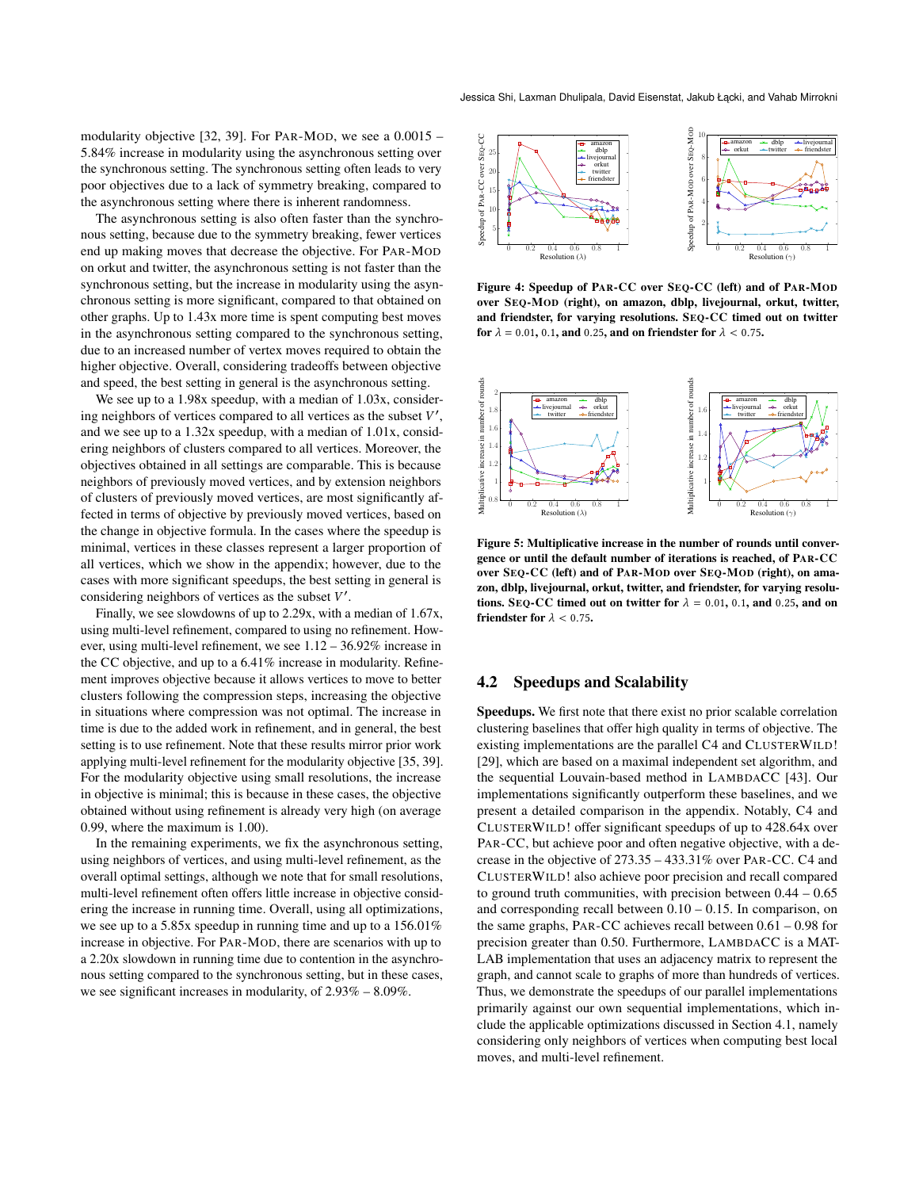modularity objective [32, 39]. For PAR-MOD, we see a 0.0015 – 5.84% increase in modularity using the asynchronous setting over the synchronous setting. The synchronous setting often leads to very poor objectives due to a lack of symmetry breaking, compared to the asynchronous setting where there is inherent randomness.

The asynchronous setting is also often faster than the synchronous setting, because due to the symmetry breaking, fewer vertices end up making moves that decrease the objective. For PAR-MOD on orkut and twitter, the asynchronous setting is not faster than the synchronous setting, but the increase in modularity using the asynchronous setting is more significant, compared to that obtained on other graphs. Up to 1.43x more time is spent computing best moves in the asynchronous setting compared to the synchronous setting, due to an increased number of vertex moves required to obtain the higher objective. Overall, considering tradeoffs between objective and speed, the best setting in general is the asynchronous setting.

We see up to a 1.98x speedup, with a median of 1.03x, considering neighbors of vertices compared to all vertices as the subset $V'$, and we see up to a 1.32x speedup, with a median of 1.01x, considering neighbors of clusters compared to all vertices. Moreover, the objectives obtained in all settings are comparable. This is because neighbors of previously moved vertices, and by extension neighbors of clusters of previously moved vertices, are most significantly affected in terms of objective by previously moved vertices, based on the change in objective formula. In the cases where the speedup is minimal, vertices in these classes represent a larger proportion of all vertices, which we show in the appendix; however, due to the cases with more significant speedups, the best setting in general is considering neighbors of vertices as the subset $V'$.

Finally, we see slowdowns of up to 2.29x, with a median of 1.67x, using multi-level refinement, compared to using no refinement. However, using multi-level refinement, we see 1.12 – 36.92% increase in the CC objective, and up to a 6.41% increase in modularity. Refinement improves objective because it allows vertices to move to better clusters following the compression steps, increasing the objective in situations where compression was not optimal. The increase in time is due to the added work in refinement, and in general, the best setting is to use refinement. Note that these results mirror prior work applying multi-level refinement for the modularity objective [35, 39]. For the modularity objective using small resolutions, the increase in objective is minimal; this is because in these cases, the objective obtained without using refinement is already very high (on average 0.99, where the maximum is 1.00).

In the remaining experiments, we fix the asynchronous setting, using neighbors of vertices, and using multi-level refinement, as the overall optimal settings, although we note that for small resolutions, multi-level refinement often offers little increase in objective considering the increase in running time. Overall, using all optimizations, we see up to a 5.85x speedup in running time and up to a 156.01% increase in objective. For PAR-MOD, there are scenarios with up to a 2.20x slowdown in running time due to contention in the asynchronous setting compared to the synchronous setting, but in these cases, we see significant increases in modularity, of 2.93% – 8.09%.

**Figure 4: Speedup of PAR-CC over SEQ-CC (left) and of PAR-MOD over SEQ-MOD (right), on amazon, dblp, livejournal, orkut, twitter, and friendster, for varying resolutions. SEQ-CC timed out on twitter for $\lambda = 0.01$, $0.1$, and $0.25$, and on friendster for $\lambda < 0.75$.**

**Figure 5: Multiplicative increase in the number of rounds until convergence or until the default number of iterations is reached, of PAR-CC over SEQ-CC (left) and of PAR-MOD over SEQ-MOD (right), on amazon, dblp, livejournal, orkut, twitter, and friendster, for varying resolutions. SEQ-CC timed out on twitter for $\lambda = 0.01$, $0.1$, and $0.25$, and on friendster for $\lambda < 0.75$.**

## 4.2 Speedups and Scalability

**Speedups.** We first note that there exist no prior scalable correlation clustering baselines that offer high quality in terms of objective. The existing implementations are the parallel C4 and CLUSTERWILD! [29], which are based on a maximal independent set algorithm, and the sequential Louvain-based method in LAMBDACC [43]. Our implementations significantly outperform these baselines, and we present a detailed comparison in the appendix. Notably, C4 and CLUSTERWILD! offer significant speedups of up to 428.64x over PAR-CC, but achieve poor and often negative objective, with a decrease in the objective of 273.35 – 433.31% over PAR-CC. C4 and CLUSTERWILD! also achieve poor precision and recall compared to ground truth communities, with precision between 0.44 – 0.65 and corresponding recall between 0.10 – 0.15. In comparison, on the same graphs, PAR-CC achieves recall between 0.61 – 0.98 for precision greater than 0.50. Furthermore, LAMBDACC is a MATLAB implementation that uses an adjacency matrix to represent the graph, and cannot scale to graphs of more than hundreds of vertices. Thus, we demonstrate the speedups of our parallel implementations primarily against our own sequential implementations, which include the applicable optimizations discussed in Section 4.1, namely considering only neighbors of vertices when computing best local moves, and multi-level refinement.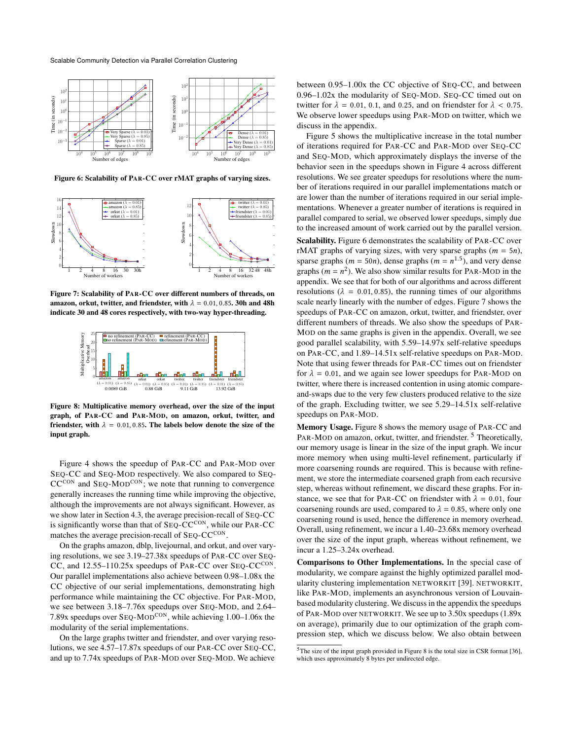Figure 6: Scalability of PAR-CC over rMAT graphs of varying sizes.

Figure 7: Scalability of PAR-CC over different numbers of threads, on amazon, orkut, twitter, and friendster, with $\lambda = 0.01, 0.85$. 30h and 48h indicate 30 and 48 cores respectively, with two-way hyper-threading.

Figure 8: Multiplicative memory overhead, over the size of the input graph, of PAR-CC and PAR-MOD, on amazon, orkut, twitter, and friendster, with $\lambda = 0.01, 0.85$. The labels below denote the size of the input graph.

Figure 4 shows the speedup of PAR-CC and PAR-MOD over SEQ-CC and SEQ-MOD respectively. We also compared to SEQ-CC$^{\text{CON}}$ and SEQ-MOD$^{\text{CON}}$; we note that running to convergence generally increases the running time while improving the objective, although the improvements are not always significant. However, as we show later in Section 4.3, the average precision-recall of SEQ-CC is significantly worse than that of SEQ-CC$^{\text{CON}}$, while our PAR-CC matches the average precision-recall of SEQ-CC$^{\text{CON}}$.

On the graphs amazon, dblp, livejournal, and orkut, and over varying resolutions, we see 3.19–27.38x speedups of PAR-CC over SEQ-CC, and 12.55–110.25x speedups of PAR-CC over SEQ-CC$^{\text{CON}}$. Our parallel implementations also achieve between 0.98–1.08x the CC objective of our serial implementations, demonstrating high performance while maintaining the CC objective. For PAR-MOD, we see between 3.18–7.76x speedups over SEQ-MOD, and 2.64–7.89x speedups over SEQ-MOD$^{\text{CON}}$, while achieving 1.00–1.06x the modularity of the serial implementations.

On the large graphs twitter and friendster, and over varying resolutions, we see 4.57–17.87x speedups of our PAR-CC over SEQ-CC, and up to 7.74x speedups of PAR-MOD over SEQ-MOD. We achieve between 0.95–1.00x the CC objective of SEQ-CC, and between 0.96–1.02x the modularity of SEQ-MOD. SEQ-CC timed out on twitter for $\lambda = 0.01$, 0.1, and 0.25, and on friendster for $\lambda < 0.75$. We observe lower speedups using PAR-MOD on twitter, which we discuss in the appendix.

Figure 5 shows the multiplicative increase in the total number of iterations required for PAR-CC and PAR-MOD over SEQ-CC and SEQ-MOD, which approximately displays the inverse of the behavior seen in the speedups shown in Figure 4 across different resolutions. We see greater speedups for resolutions where the number of iterations required in our parallel implementations match or are lower than the number of iterations required in our serial implementations. Whenever a greater number of iterations is required in parallel compared to serial, we observed lower speedups, simply due to the increased amount of work carried out by the parallel version.

**Scalability.** Figure 6 demonstrates the scalability of PAR-CC over rMAT graphs of varying sizes, with very sparse graphs ($m = 5n$), sparse graphs ($m = 50n$), dense graphs ($m = n^{1.5}$), and very dense graphs ($m = n^2$). We also show similar results for PAR-MOD in the appendix. We see that for both of our algorithms and across different resolutions ($\lambda = 0.01, 0.85$), the running times of our algorithms scale nearly linearly with the number of edges. Figure 7 shows the speedups of PAR-CC on amazon, orkut, twitter, and friendster, over different numbers of threads. We also show the speedups of PAR-MOD on the same graphs is given in the appendix. Overall, we see good parallel scalability, with 5.59–14.97x self-relative speedups on PAR-CC, and 1.89–14.51x self-relative speedups on PAR-MOD. Note that using fewer threads for PAR-CC times out on friendster for $\lambda = 0.01$, and we again see lower speedups for PAR-MOD on twitter, where there is increased contention in using atomic compare-and-swaps due to the very few clusters produced relative to the size of the graph. Excluding twitter, we see 5.29–14.51x self-relative speedups on PAR-MOD.

**Memory Usage.** Figure 8 shows the memory usage of PAR-CC and PAR-MOD on amazon, orkut, twitter, and friendster. [5] Theoretically, our memory usage is linear in the size of the input graph. We incur more memory when using multi-level refinement, particularly if more coarsening rounds are required. This is because with refinement, we store the intermediate coarsened graph from each recursive step, whereas without refinement, we discard these graphs. For instance, we see that for PAR-CC on friendster with $\lambda = 0.01$, four coarsening rounds are used, compared to $\lambda = 0.85$, where only one coarsening round is used, hence the difference in memory overhead. Overall, using refinement, we incur a 1.40–23.68x memory overhead over the size of the input graph, whereas without refinement, we incur a 1.25–3.24x overhead.

**Comparisons to Other Implementations.** In the special case of modularity, we compare against the highly optimized parallel modularity clustering implementation NETWORKIT [39]. NETWORKIT, like PAR-MOD, implements an asynchronous version of Louvain-based modularity clustering. We discuss in the appendix the speedups of PAR-MOD over NETWORKIT. We see up to 3.50x speedups (1.89x on average), primarily due to our optimization of the graph compression step, which we discuss below. We also obtain between

[5] The size of the input graph provided in Figure 8 is the total size in CSR format [36], which uses approximately 8 bytes per undirected edge.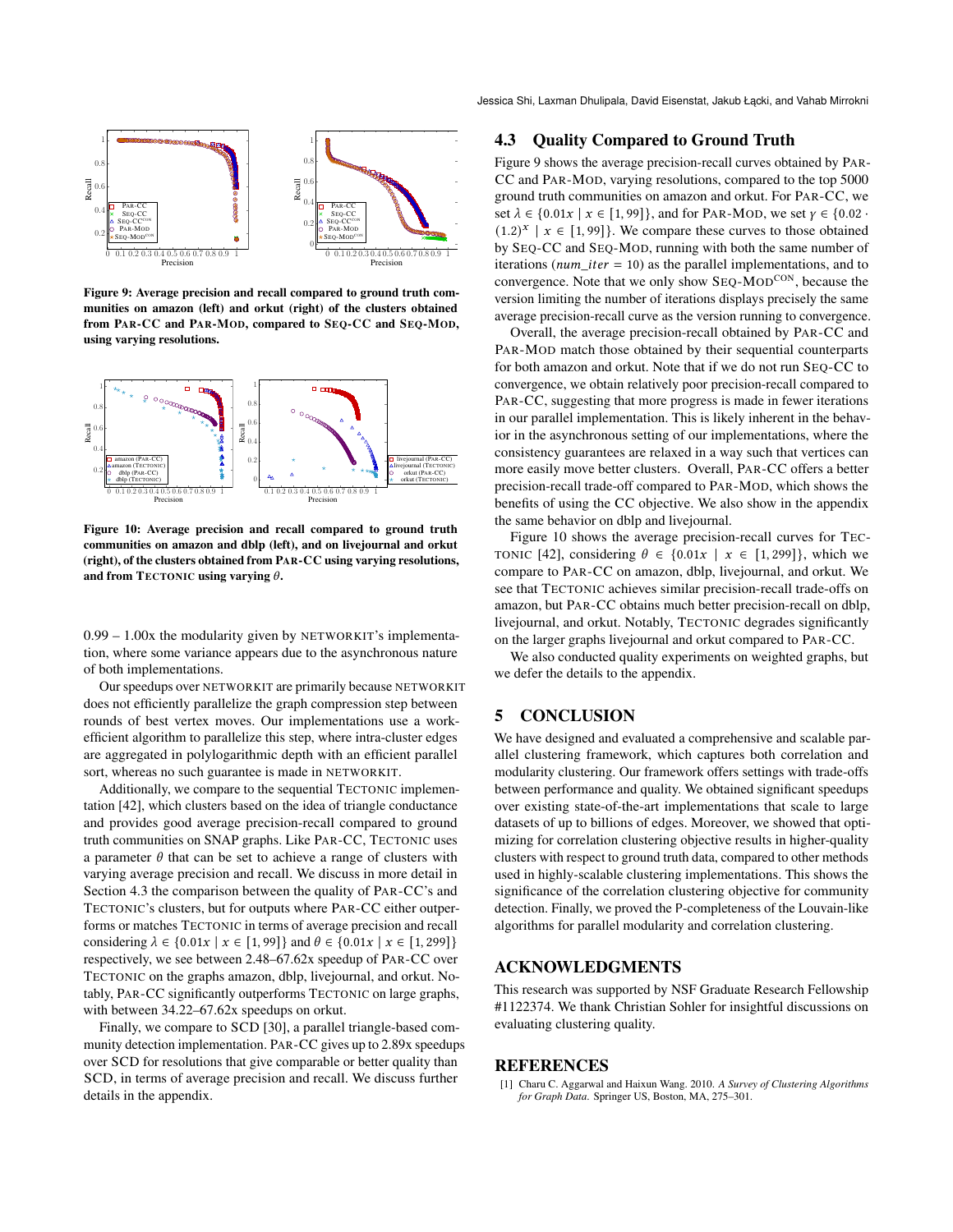Figure 9: Average precision and recall compared to ground truth communities on amazon (left) and orkut (right) of the clusters obtained from PAR-CC and PAR-MOD, compared to SEQ-CC and SEQ-MOD, using varying resolutions.

Figure 10: Average precision and recall compared to ground truth communities on amazon and dblp (left), and on livejournal and orkut (right), of the clusters obtained from PAR-CC using varying resolutions, and from TECTONIC using varying $\theta$.

0.99 – 1.00x the modularity given by NETWORKIT's implementation, where some variance appears due to the asynchronous nature of both implementations.

Our speedups over NETWORKIT are primarily because NETWORKIT does not efficiently parallelize the graph compression step between rounds of best vertex moves. Our implementations use a work-efficient algorithm to parallelize this step, where intra-cluster edges are aggregated in polylogarithmic depth with an efficient parallel sort, whereas no such guarantee is made in NETWORKIT.

Additionally, we compare to the sequential TECTONIC implementation [42], which clusters based on the idea of triangle conductance and provides good average precision-recall compared to ground truth communities on SNAP graphs. Like PAR-CC, TECTONIC uses a parameter $\theta$ that can be set to achieve a range of clusters with varying average precision and recall. We discuss in more detail in Section 4.3 the comparison between the quality of PAR-CC's and TECTONIC's clusters, but for outputs where PAR-CC either outperforms or matches TECTONIC in terms of average precision and recall considering $\lambda \in \{0.01x \mid x \in [1, 99]\}$ and $\theta \in \{0.01x \mid x \in [1, 299]\}$ respectively, we see between 2.48–67.62x speedup of PAR-CC over TECTONIC on the graphs amazon, dblp, livejournal, and orkut. Notably, PAR-CC significantly outperforms TECTONIC on large graphs, with between 34.22–67.62x speedups on orkut.

Finally, we compare to SCD [30], a parallel triangle-based community detection implementation. PAR-CC gives up to 2.89x speedups over SCD for resolutions that give comparable or better quality than SCD, in terms of average precision and recall. We discuss further details in the appendix.

## 4.3 Quality Compared to Ground Truth

Figure 9 shows the average precision-recall curves obtained by PAR-CC and PAR-MOD, varying resolutions, compared to the top 5000 ground truth communities on amazon and orkut. For PAR-CC, we set $\lambda \in \{0.01x \mid x \in [1, 99]\}$, and for PAR-MOD, we set $\gamma \in \{0.02 \cdot (1.2)^x \mid x \in [1, 99]\}$. We compare these curves to those obtained by SEQ-CC and SEQ-MOD, running with both the same number of iterations ($num\_iter = 10$) as the parallel implementations, and to convergence. Note that we only show SEQ-MOD$^{\text{CON}}$, because the version limiting the number of iterations displays precisely the same average precision-recall curve as the version running to convergence.

Overall, the average precision-recall obtained by PAR-CC and PAR-MOD match those obtained by their sequential counterparts for both amazon and orkut. Note that if we do not run SEQ-CC to convergence, we obtain relatively poor precision-recall compared to PAR-CC, suggesting that more progress is made in fewer iterations in our parallel implementation. This is likely inherent in the behavior in the asynchronous setting of our implementations, where the consistency guarantees are relaxed in a way such that vertices can more easily move better clusters. Overall, PAR-CC offers a better precision-recall trade-off compared to PAR-MOD, which shows the benefits of using the CC objective. We also show in the appendix the same behavior on dblp and livejournal.

Figure 10 shows the average precision-recall curves for TECTONIC [42], considering $\theta \in \{0.01x \mid x \in [1, 299]\}$, which we compare to PAR-CC on amazon, dblp, livejournal, and orkut. We see that TECTONIC achieves similar precision-recall trade-offs on amazon, but PAR-CC obtains much better precision-recall on dblp, livejournal, and orkut. Notably, TECTONIC degrades significantly on the larger graphs livejournal and orkut compared to PAR-CC.

We also conducted quality experiments on weighted graphs, but we defer the details to the appendix.

## 5 CONCLUSION

We have designed and evaluated a comprehensive and scalable parallel clustering framework, which captures both correlation and modularity clustering. Our framework offers settings with trade-offs between performance and quality. We obtained significant speedups over existing state-of-the-art implementations that scale to large datasets of up to billions of edges. Moreover, we showed that optimizing for correlation clustering objective results in higher-quality clusters with respect to ground truth data, compared to other methods used in highly-scalable clustering implementations. This shows the significance of the correlation clustering objective for community detection. Finally, we proved the P-completeness of the Louvain-like algorithms for parallel modularity and correlation clustering.

## ACKNOWLEDGMENTS

This research was supported by NSF Graduate Research Fellowship #1122374. We thank Christian Sohler for insightful discussions on evaluating clustering quality.

## REFERENCES

[1] Charu C. Aggarwal and Haixun Wang. 2010. *A Survey of Clustering Algorithms for Graph Data.* Springer US, Boston, MA, 275–301.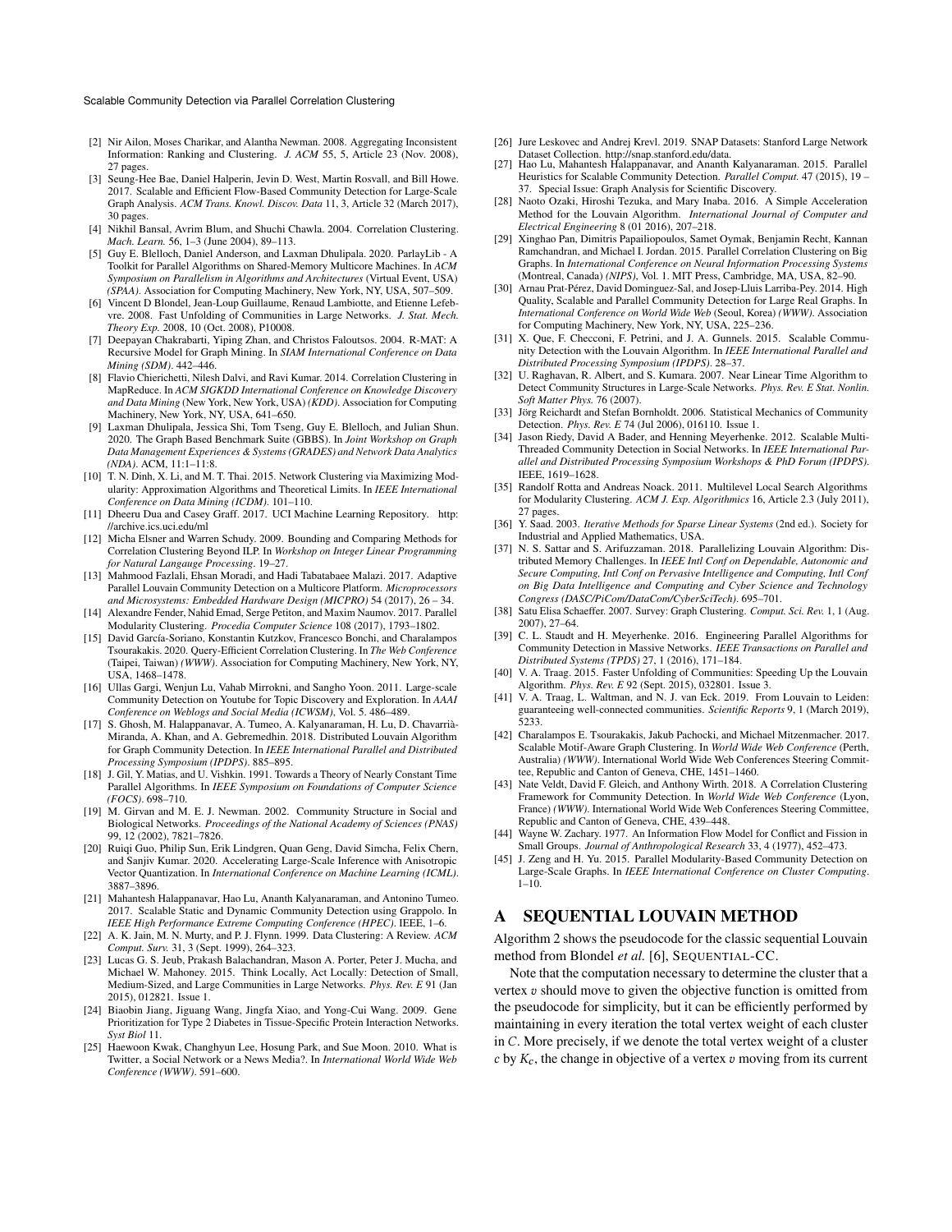[2] Nir Ailon, Moses Charikar, and Alantha Newman. 2008. Aggregating Inconsistent Information: Ranking and Clustering. *J. ACM* 55, 5, Article 23 (Nov. 2008), 27 pages.

[3] Seung-Hee Bae, Daniel Halperin, Jevin D. West, Martin Rosvall, and Bill Howe. 2017. Scalable and Efficient Flow-Based Community Detection for Large-Scale Graph Analysis. *ACM Trans. Knowl. Discov. Data* 11, 3, Article 32 (March 2017), 30 pages.

[4] Nikhil Bansal, Avrim Blum, and Shuchi Chawla. 2004. Correlation Clustering. *Mach. Learn.* 56, 1–3 (June 2004), 89–113.

[5] Guy E. Blelloch, Daniel Anderson, and Laxman Dhulipala. 2020. ParlayLib - A Toolkit for Parallel Algorithms on Shared-Memory Multicore Machines. In *ACM Symposium on Parallelism in Algorithms and Architectures* (Virtual Event, USA) *(SPAA)*. Association for Computing Machinery, New York, NY, USA, 507–509.

[6] Vincent D Blondel, Jean-Loup Guillaume, Renaud Lambiotte, and Etienne Lefebvre. 2008. Fast Unfolding of Communities in Large Networks. *J. Stat. Mech. Theory Exp.* 2008, 10 (Oct. 2008), P10008.

[7] Deepayan Chakrabarti, Yiping Zhan, and Christos Faloutsos. 2004. R-MAT: A Recursive Model for Graph Mining. In *SIAM International Conference on Data Mining (SDM)*. 442–446.

[8] Flavio Chierichetti, Nilesh Dalvi, and Ravi Kumar. 2014. Correlation Clustering in MapReduce. In *ACM SIGKDD International Conference on Knowledge Discovery and Data Mining* (New York, New York, USA) *(KDD)*. Association for Computing Machinery, New York, NY, USA, 641–650.

[9] Laxman Dhulipala, Jessica Shi, Tom Tseng, Guy E. Blelloch, and Julian Shun. 2020. The Graph Based Benchmark Suite (GBBS). In *Joint Workshop on Graph Data Management Experiences & Systems (GRADES) and Network Data Analytics (NDA)*. ACM, 11:1–11:8.

[10] T. N. Dinh, X. Li, and M. T. Thai. 2015. Network Clustering via Maximizing Modularity: Approximation Algorithms and Theoretical Limits. In *IEEE International Conference on Data Mining (ICDM)*. 101–110.

[11] Dheeru Dua and Casey Graff. 2017. UCI Machine Learning Repository. http://archive.ics.uci.edu/ml

[12] Micha Elsner and Warren Schudy. 2009. Bounding and Comparing Methods for Correlation Clustering Beyond ILP. In *Workshop on Integer Linear Programming for Natural Langauge Processing*. 19–27.

[13] Mahmood Fazlali, Ehsan Moradi, and Hadi Tabatabaee Malazi. 2017. Adaptive Parallel Louvain Community Detection on a Multicore Platform. *Microprocessors and Microsystems: Embedded Hardware Design (MICPRO)* 54 (2017), 26 – 34.

[14] Alexandre Fender, Nahid Emad, Serge Petiton, and Maxim Naumov. 2017. Parallel Modularity Clustering. *Procedia Computer Science* 108 (2017), 1793–1802.

[15] David García-Soriano, Konstantin Kutzkov, Francesco Bonchi, and Charalampos Tsourakakis. 2020. Query-Efficient Correlation Clustering. In *The Web Conference* (Taipei, Taiwan) *(WWW)*. Association for Computing Machinery, New York, NY, USA, 1468–1478.

[16] Ullas Gargi, Wenjun Lu, Vahab Mirrokni, and Sangho Yoon. 2011. Large-scale Community Detection on Youtube for Topic Discovery and Exploration. In *AAAI Conference on Weblogs and Social Media (ICWSM)*, Vol. 5. 486–489.

[17] S. Ghosh, M. Halappanavar, A. Tumeo, A. Kalyanaraman, H. Lu, D. Chavarrià-Miranda, A. Khan, and A. Gebremedhin. 2018. Distributed Louvain Algorithm for Graph Community Detection. In *IEEE International Parallel and Distributed Processing Symposium (IPDPS)*. 885–895.

[18] J. Gil, Y. Matias, and U. Vishkin. 1991. Towards a Theory of Nearly Constant Time Parallel Algorithms. In *IEEE Symposium on Foundations of Computer Science (FOCS)*. 698–710.

[19] M. Girvan and M. E. J. Newman. 2002. Community Structure in Social and Biological Networks. *Proceedings of the National Academy of Sciences (PNAS)* 99, 12 (2002), 7821–7826.

[20] Ruiqi Guo, Philip Sun, Erik Lindgren, Quan Geng, David Simcha, Felix Chern, and Sanjiv Kumar. 2020. Accelerating Large-Scale Inference with Anisotropic Vector Quantization. In *International Conference on Machine Learning (ICML)*. 3887–3896.

[21] Mahantesh Halappanavar, Hao Lu, Ananth Kalyanaraman, and Antonino Tumeo. 2017. Scalable Static and Dynamic Community Detection using Grappolo. In *IEEE High Performance Extreme Computing Conference (HPEC)*. IEEE, 1–6.

[22] A. K. Jain, M. N. Murty, and P. J. Flynn. 1999. Data Clustering: A Review. *ACM Comput. Surv.* 31, 3 (Sept. 1999), 264–323.

[23] Lucas G. S. Jeub, Prakash Balachandran, Mason A. Porter, Peter J. Mucha, and Michael W. Mahoney. 2015. Think Locally, Act Locally: Detection of Small, Medium-Sized, and Large Communities in Large Networks. *Phys. Rev. E* 91 (Jan 2015), 012821. Issue 1.

[24] Biaobin Jiang, Jiguang Wang, Jingfa Xiao, and Yong-Cui Wang. 2009. Gene Prioritization for Type 2 Diabetes in Tissue-Specific Protein Interaction Networks. *Syst Biol* 11.

[25] Haewoon Kwak, Changhyun Lee, Hosung Park, and Sue Moon. 2010. What is Twitter, a Social Network or a News Media?. In *International World Wide Web Conference (WWW)*. 591–600.

[26] Jure Leskovec and Andrej Krevl. 2019. SNAP Datasets: Stanford Large Network Dataset Collection. http://snap.stanford.edu/data.

[27] Hao Lu, Mahantesh Halappanavar, and Ananth Kalyanaraman. 2015. Parallel Heuristics for Scalable Community Detection. *Parallel Comput.* 47 (2015), 19 – 37. Special Issue: Graph Analysis for Scientific Discovery.

[28] Naoto Ozaki, Hiroshi Tezuka, and Mary Inaba. 2016. A Simple Acceleration Method for the Louvain Algorithm. *International Journal of Computer and Electrical Engineering* 8 (01 2016), 207–218.

[29] Xinghao Pan, Dimitris Papailiopoulos, Samet Oymak, Benjamin Recht, Kannan Ramchandran, and Michael I. Jordan. 2015. Parallel Correlation Clustering on Big Graphs. In *International Conference on Neural Information Processing Systems* (Montreal, Canada) *(NIPS)*, Vol. 1. MIT Press, Cambridge, MA, USA, 82–90.

[30] Arnau Prat-Pérez, David Dominguez-Sal, and Josep-Lluis Larriba-Pey. 2014. High Quality, Scalable and Parallel Community Detection for Large Real Graphs. In *International Conference on World Wide Web* (Seoul, Korea) *(WWW)*. Association for Computing Machinery, New York, NY, USA, 225–236.

[31] X. Que, F. Checconi, F. Petrini, and J. A. Gunnels. 2015. Scalable Community Detection with the Louvain Algorithm. In *IEEE International Parallel and Distributed Processing Symposium (IPDPS)*. 28–37.

[32] U. Raghavan, R. Albert, and S. Kumara. 2007. Near Linear Time Algorithm to Detect Community Structures in Large-Scale Networks. *Phys. Rev. E Stat. Nonlin. Soft Matter Phys.* 76 (2007).

[33] Jörg Reichardt and Stefan Bornholdt. 2006. Statistical Mechanics of Community Detection. *Phys. Rev. E* 74 (Jul 2006), 016110. Issue 1.

[34] Jason Riedy, David A Bader, and Henning Meyerhenke. 2012. Scalable Multi-Threaded Community Detection in Social Networks. In *IEEE International Parallel and Distributed Processing Symposium Workshops & PhD Forum (IPDPS)*. IEEE, 1619–1628.

[35] Randolf Rotta and Andreas Noack. 2011. Multilevel Local Search Algorithms for Modularity Clustering. *ACM J. Exp. Algorithmics* 16, Article 2.3 (July 2011), 27 pages.

[36] Y. Saad. 2003. *Iterative Methods for Sparse Linear Systems* (2nd ed.). Society for Industrial and Applied Mathematics, USA.

[37] N. S. Sattar and S. Arifuzzaman. 2018. Parallelizing Louvain Algorithm: Distributed Memory Challenges. In *IEEE Intl Conf on Dependable, Autonomic and Secure Computing, Intl Conf on Pervasive Intelligence and Computing, Intl Conf on Big Data Intelligence and Computing and Cyber Science and Technology Congress (DASC/PiCom/DataCom/CyberSciTech)*. 695–701.

[38] Satu Elisa Schaeffer. 2007. Survey: Graph Clustering. *Comput. Sci. Rev.* 1, 1 (Aug. 2007), 27–64.

[39] C. L. Staudt and H. Meyerhenke. 2016. Engineering Parallel Algorithms for Community Detection in Massive Networks. *IEEE Transactions on Parallel and Distributed Systems (TPDS)* 27, 1 (2016), 171–184.

[40] V. A. Traag. 2015. Faster Unfolding of Communities: Speeding Up the Louvain Algorithm. *Phys. Rev. E* 92 (Sept. 2015), 032801. Issue 3.

[41] V. A. Traag, L. Waltman, and N. J. van Eck. 2019. From Louvain to Leiden: guaranteeing well-connected communities. *Scientific Reports* 9, 1 (March 2019), 5233.

[42] Charalampos E. Tsourakakis, Jakub Pachocki, and Michael Mitzenmacher. 2017. Scalable Motif-Aware Graph Clustering. In *World Wide Web Conference* (Perth, Australia) *(WWW)*. International World Wide Web Conferences Steering Committee, Republic and Canton of Geneva, CHE, 1451–1460.

[43] Nate Veldt, David F. Gleich, and Anthony Wirth. 2018. A Correlation Clustering Framework for Community Detection. In *World Wide Web Conference* (Lyon, France) *(WWW)*. International World Wide Web Conferences Steering Committee, Republic and Canton of Geneva, CHE, 439–448.

[44] Wayne W. Zachary. 1977. An Information Flow Model for Conflict and Fission in Small Groups. *Journal of Anthropological Research* 33, 4 (1977), 452–473.

[45] J. Zeng and H. Yu. 2015. Parallel Modularity-Based Community Detection on Large-Scale Graphs. In *IEEE International Conference on Cluster Computing*. 1–10.

# A SEQUENTIAL LOUVAIN METHOD

Algorithm 2 shows the pseudocode for the classic sequential Louvain method from Blondel *et al.* [6], SEQUENTIAL-CC.

Note that the computation necessary to determine the cluster that a vertex $v$ should move to given the objective function is omitted from the pseudocode for simplicity, but it can be efficiently performed by maintaining in every iteration the total vertex weight of each cluster in $C$. More precisely, if we denote the total vertex weight of a cluster $c$ by $K_c$, the change in objective of a vertex $v$ moving from its current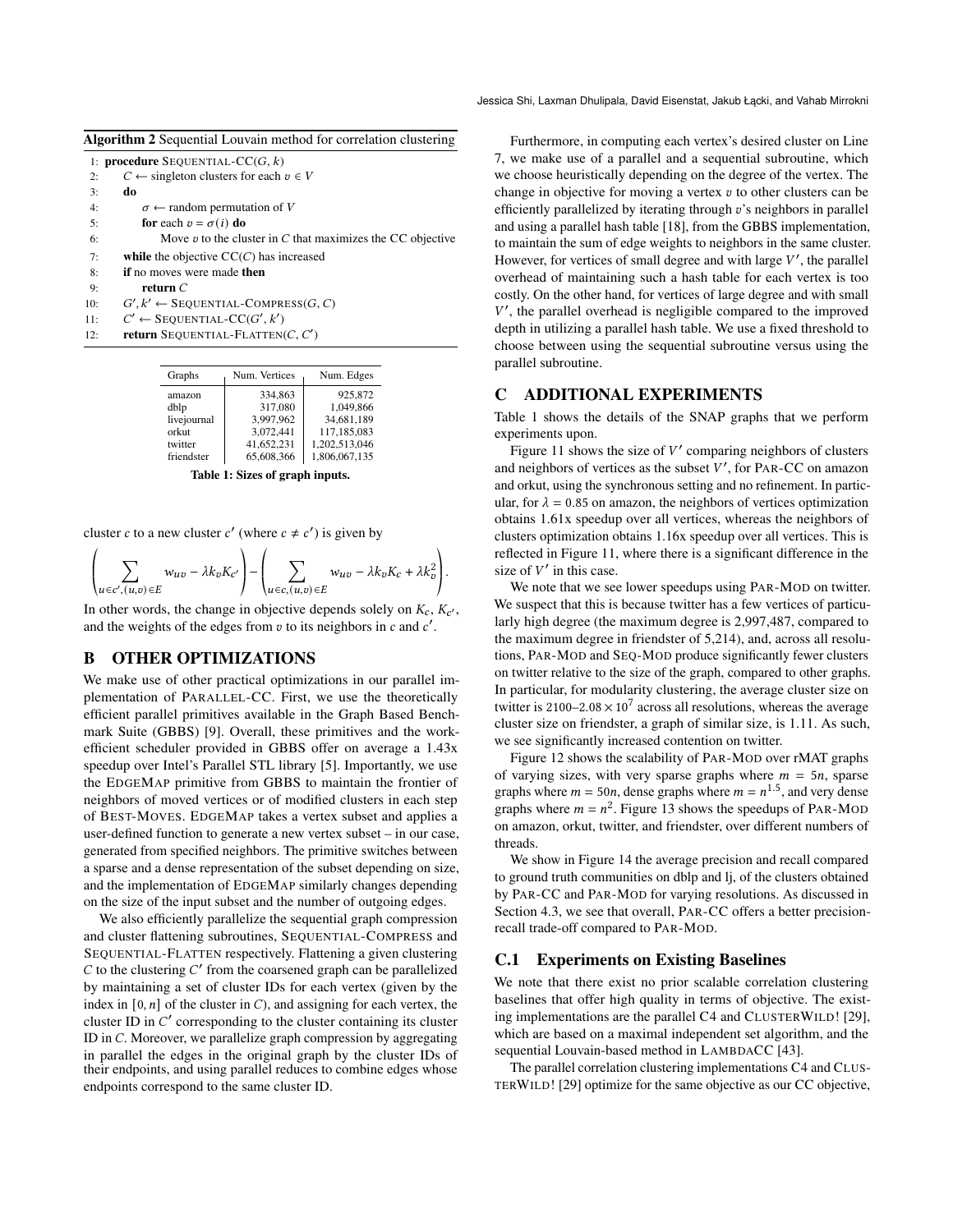**Algorithm 2** Sequential Louvain method for correlation clustering

```
1: procedure SEQUENTIAL-CC(G, k)
2:     C ← singleton clusters for each v ∈ V
3:     do
4:         σ ← random permutation of V
5:         for each v = σ(i) do
6:             Move v to the cluster in C that maximizes the CC objective
7:     while the objective CC(C) has increased
8:     if no moves were made then
9:         return C
10:    G′, k′ ← SEQUENTIAL-COMPRESS(G, C)
11:    C′ ← SEQUENTIAL-CC(G′, k′)
12:    return SEQUENTIAL-FLATTEN(C, C′)
```

| Graphs | Num. Vertices | Num. Edges |
|---|---|---|
| amazon | 334,863 | 925,872 |
| dblp | 317,080 | 1,049,866 |
| livejournal | 3,997,962 | 34,681,189 |
| orkut | 3,072,441 | 117,185,083 |
| twitter | 41,652,231 | 1,202,513,046 |
| friendster | 65,608,366 | 1,806,067,135 |

**Table 1: Sizes of graph inputs.**

cluster $c$ to a new cluster $c'$ (where $c \neq c'$) is given by

$$\left( \sum_{u \in c', (u,v) \in E} w_{uv} - \lambda k_v K_{c'} \right) - \left( \sum_{u \in c, (u,v) \in E} w_{uv} - \lambda k_v K_c + \lambda k_v^2 \right).$$

In other words, the change in objective depends solely on $K_c$, $K_{c'}$, and the weights of the edges from $v$ to its neighbors in $c$ and $c'$.

## B OTHER OPTIMIZATIONS

We make use of other practical optimizations in our parallel implementation of PARALLEL-CC. First, we use the theoretically efficient parallel primitives available in the Graph Based Benchmark Suite (GBBS) [9]. Overall, these primitives and the work-efficient scheduler provided in GBBS offer on average a 1.43x speedup over Intel's Parallel STL library [5]. Importantly, we use the EDGEMAP primitive from GBBS to maintain the frontier of neighbors of moved vertices or of modified clusters in each step of BEST-MOVES. EDGEMAP takes a vertex subset and applies a user-defined function to generate a new vertex subset – in our case, generated from specified neighbors. The primitive switches between a sparse and a dense representation of the subset depending on size, and the implementation of EDGEMAP similarly changes depending on the size of the input subset and the number of outgoing edges.

We also efficiently parallelize the sequential graph compression and cluster flattening subroutines, SEQUENTIAL-COMPRESS and SEQUENTIAL-FLATTEN respectively. Flattening a given clustering $C$ to the clustering $C'$ from the coarsened graph can be parallelized by maintaining a set of cluster IDs for each vertex (given by the index in $[0, n]$ of the cluster in $C$), and assigning for each vertex, the cluster ID in $C'$ corresponding to the cluster containing its cluster ID in $C$. Moreover, we parallelize graph compression by aggregating in parallel the edges in the original graph by the cluster IDs of their endpoints, and using parallel reduces to combine edges whose endpoints correspond to the same cluster ID.

Furthermore, in computing each vertex's desired cluster on Line 7, we make use of a parallel and a sequential subroutine, which we choose heuristically depending on the degree of the vertex. The change in objective for moving a vertex $v$ to other clusters can be efficiently parallelized by iterating through $v$'s neighbors in parallel and using a parallel hash table [18], from the GBBS implementation, to maintain the sum of edge weights to neighbors in the same cluster. However, for vertices of small degree and with large $V'$, the parallel overhead of maintaining such a hash table for each vertex is too costly. On the other hand, for vertices of large degree and with small $V'$, the parallel overhead is negligible compared to the improved depth in utilizing a parallel hash table. We use a fixed threshold to choose between using the sequential subroutine versus using the parallel subroutine.

## C ADDITIONAL EXPERIMENTS

Table 1 shows the details of the SNAP graphs that we perform experiments upon.

Figure 11 shows the size of $V'$ comparing neighbors of clusters and neighbors of vertices as the subset $V'$, for PAR-CC on amazon and orkut, using the synchronous setting and no refinement. In particular, for $\lambda = 0.85$ on amazon, the neighbors of vertices optimization obtains 1.61x speedup over all vertices, whereas the neighbors of clusters optimization obtains 1.16x speedup over all vertices. This is reflected in Figure 11, where there is a significant difference in the size of $V'$ in this case.

We note that we see lower speedups using PAR-MOD on twitter. We suspect that this is because twitter has a few vertices of particularly high degree (the maximum degree is 2,997,487, compared to the maximum degree in friendster of 5,214), and, across all resolutions, PAR-MOD and SEQ-MOD produce significantly fewer clusters on twitter relative to the size of the graph, compared to other graphs. In particular, for modularity clustering, the average cluster size on twitter is $2100$–$2.08 \times 10^7$ across all resolutions, whereas the average cluster size on friendster, a graph of similar size, is 1.11. As such, we see significantly increased contention on twitter.

Figure 12 shows the scalability of PAR-MOD over rMAT graphs of varying sizes, with very sparse graphs where $m = 5n$, sparse graphs where $m = 50n$, dense graphs where $m = n^{1.5}$, and very dense graphs where $m = n^2$. Figure 13 shows the speedups of PAR-MOD on amazon, orkut, twitter, and friendster, over different numbers of threads.

We show in Figure 14 the average precision and recall compared to ground truth communities on dblp and lj, of the clusters obtained by PAR-CC and PAR-MOD for varying resolutions. As discussed in Section 4.3, we see that overall, PAR-CC offers a better precision-recall trade-off compared to PAR-MOD.

### C.1 Experiments on Existing Baselines

We note that there exist no prior scalable correlation clustering baselines that offer high quality in terms of objective. The existing implementations are the parallel C4 and CLUSTERWILD! [29], which are based on a maximal independent set algorithm, and the sequential Louvain-based method in LAMBDACC [43].

The parallel correlation clustering implementations C4 and CLUSTERWILD! [29] optimize for the same objective as our CC objective,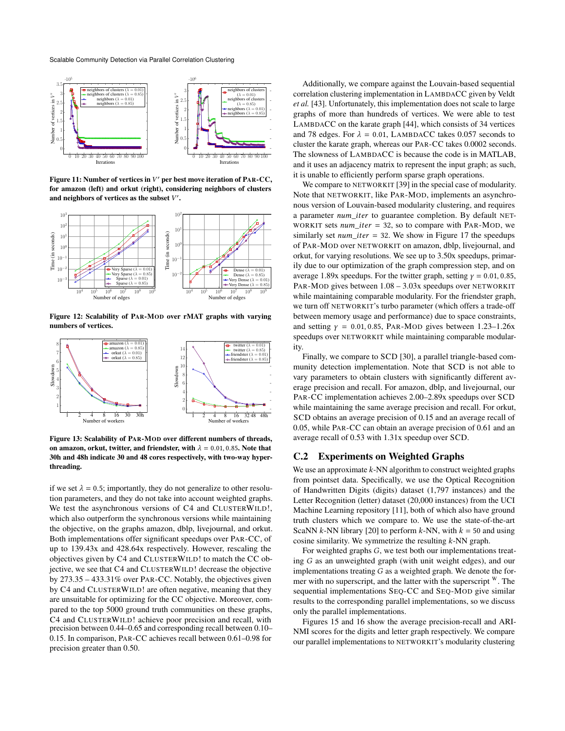Figure 11: Number of vertices in $V'$ per best move iteration of PAR-CC, for amazon (left) and orkut (right), considering neighbors of clusters and neighbors of vertices as the subset $V'$.

Figure 12: Scalability of PAR-MOD over rMAT graphs with varying numbers of vertices.

Figure 13: Scalability of PAR-MOD over different numbers of threads, on amazon, orkut, twitter, and friendster, with $\lambda = 0.01, 0.85$. Note that 30h and 48h indicate 30 and 48 cores respectively, with two-way hyper-threading.

if we set $\lambda = 0.5$; importantly, they do not generalize to other resolution parameters, and they do not take into account weighted graphs. We test the asynchronous versions of C4 and CLUSTERWILD!, which also outperform the synchronous versions while maintaining the objective, on the graphs amazon, dblp, livejournal, and orkut. Both implementations offer significant speedups over PAR-CC, of up to 139.43x and 428.64x respectively. However, rescaling the objectives given by C4 and CLUSTERWILD! to match the CC objective, we see that C4 and CLUSTERWILD! decrease the objective by 273.35 – 433.31% over PAR-CC. Notably, the objectives given by C4 and CLUSTERWILD! are often negative, meaning that they are unsuitable for optimizing for the CC objective. Moreover, compared to the top 5000 ground truth communities on these graphs, C4 and CLUSTERWILD! achieve poor precision and recall, with precision between 0.44–0.65 and corresponding recall between 0.10–0.15. In comparison, PAR-CC achieves recall between 0.61–0.98 for precision greater than 0.50.

Additionally, we compare against the Louvain-based sequential correlation clustering implementation in LAMBDACC given by Veldt *et al.* [43]. Unfortunately, this implementation does not scale to large graphs of more than hundreds of vertices. We were able to test LAMBDACC on the karate graph [44], which consists of 34 vertices and 78 edges. For $\lambda = 0.01$, LAMBDACC takes 0.057 seconds to cluster the karate graph, whereas our PAR-CC takes 0.0002 seconds. The slowness of LAMBDACC is because the code is in MATLAB, and it uses an adjacency matrix to represent the input graph; as such, it is unable to efficiently perform sparse graph operations.

We compare to NETWORKIT [39] in the special case of modularity. Note that NETWORKIT, like PAR-MOD, implements an asynchronous version of Louvain-based modularity clustering, and requires a parameter *num_iter* to guarantee completion. By default NETWORKIT sets *num_iter* = 32, so to compare with PAR-MOD, we similarly set *num_iter* = 32. We show in Figure 17 the speedups of PAR-MOD over NETWORKIT on amazon, dblp, livejournal, and orkut, for varying resolutions. We see up to 3.50x speedups, primarily due to our optimization of the graph compression step, and on average 1.89x speedups. For the twitter graph, setting $\gamma = 0.01, 0.85$, PAR-MOD gives between 1.08 – 3.03x speedups over NETWORKIT while maintaining comparable modularity. For the friendster graph, we turn off NETWORKIT's turbo parameter (which offers a trade-off between memory usage and performance) due to space constraints, and setting $\gamma = 0.01, 0.85$, PAR-MOD gives between 1.23–1.26x speedups over NETWORKIT while maintaining comparable modularity.

Finally, we compare to SCD [30], a parallel triangle-based community detection implementation. Note that SCD is not able to vary parameters to obtain clusters with significantly different average precision and recall. For amazon, dblp, and livejournal, our PAR-CC implementation achieves 2.00–2.89x speedups over SCD while maintaining the same average precision and recall. For orkut, SCD obtains an average precision of 0.15 and an average recall of 0.05, while PAR-CC can obtain an average precision of 0.61 and an average recall of 0.53 with 1.31x speedup over SCD.

## C.2 Experiments on Weighted Graphs

We use an approximate $k$-NN algorithm to construct weighted graphs from pointset data. Specifically, we use the Optical Recognition of Handwritten Digits (digits) dataset (1,797 instances) and the Letter Recognition (letter) dataset (20,000 instances) from the UCI Machine Learning repository [11], both of which also have ground truth clusters which we compare to. We use the state-of-the-art ScaNN $k$-NN library [20] to perform $k$-NN, with $k = 50$ and using cosine similarity. We symmetrize the resulting $k$-NN graph.

For weighted graphs $G$, we test both our implementations treating $G$ as an unweighted graph (with unit weight edges), and our implementations treating $G$ as a weighted graph. We denote the former with no superscript, and the latter with the superscript $^W$. The sequential implementations SEQ-CC and SEQ-MOD give similar results to the corresponding parallel implementations, so we discuss only the parallel implementations.

Figures 15 and 16 show the average precision-recall and ARI-NMI scores for the digits and letter graph respectively. We compare our parallel implementations to NETWORKIT's modularity clustering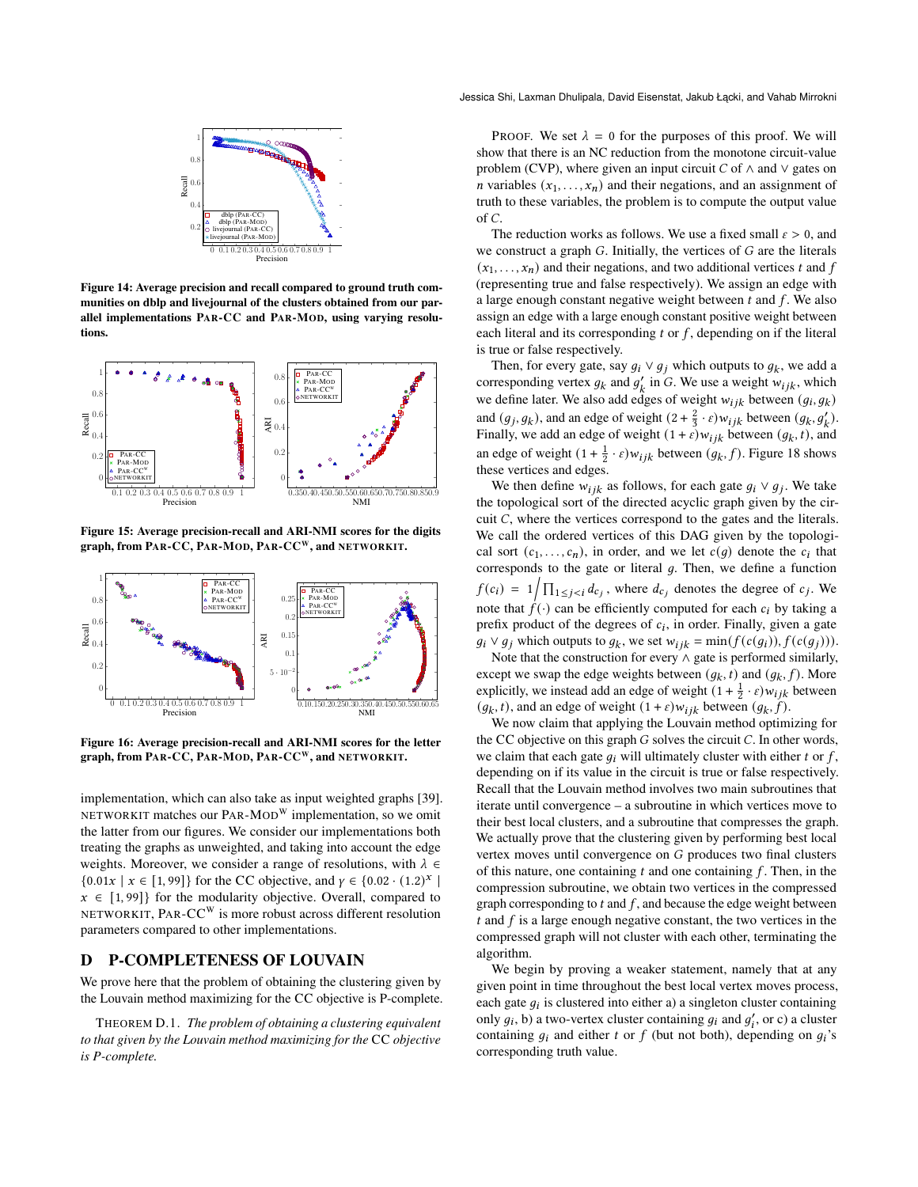Figure 14: Average precision and recall compared to ground truth communities on dblp and livejournal of the clusters obtained from our parallel implementations PAR-CC and PAR-MOD, using varying resolutions.

Figure 15: Average precision-recall and ARI-NMI scores for the digits graph, from PAR-CC, PAR-MOD, PAR-CC$^{W}$, and NETWORKIT.

Figure 16: Average precision-recall and ARI-NMI scores for the letter graph, from PAR-CC, PAR-MOD, PAR-CC$^{W}$, and NETWORKIT.

implementation, which can also take as input weighted graphs [39]. NETWORKIT matches our PAR-MOD$^{W}$ implementation, so we omit the latter from our figures. We consider our implementations both treating the graphs as unweighted, and taking into account the edge weights. Moreover, we consider a range of resolutions, with $\lambda \in \{0.01x \mid x \in [1, 99]\}$ for the CC objective, and $\gamma \in \{0.02 \cdot (1.2)^x \mid x \in [1, 99]\}$ for the modularity objective. Overall, compared to NETWORKIT, PAR-CC$^{W}$ is more robust across different resolution parameters compared to other implementations.

# D P-COMPLETENESS OF LOUVAIN

We prove here that the problem of obtaining the clustering given by the Louvain method maximizing for the CC objective is P-complete.

THEOREM D.1. *The problem of obtaining a clustering equivalent to that given by the Louvain method maximizing for the* CC *objective is P-complete.*

PROOF. We set $\lambda = 0$ for the purposes of this proof. We will show that there is an NC reduction from the monotone circuit-value problem (CVP), where given an input circuit $C$ of $\wedge$ and $\vee$ gates on $n$ variables $(x_1, \ldots, x_n)$ and their negations, and an assignment of truth to these variables, the problem is to compute the output value of $C$.

The reduction works as follows. We use a fixed small $\varepsilon > 0$, and we construct a graph $G$. Initially, the vertices of $G$ are the literals $(x_1, \ldots x_n)$ and their negations, and two additional vertices $t$ and $f$ (representing true and false respectively). We assign an edge with a large enough constant negative weight between $t$ and $f$. We also assign an edge with a large enough constant positive weight between each literal and its corresponding $t$ or $f$, depending on if the literal is true or false respectively.

Then, for every gate, say $g_i \vee g_j$ which outputs to $g_k$, we add a corresponding vertex $g_k$ and $g'_k$ in $G$. We use a weight $w_{ijk}$, which we define later. We also add edges of weight $w_{ijk}$ between $(g_i, g_k)$ and $(g_j, g_k)$, and an edge of weight $(2 + \frac{2}{3} \cdot \varepsilon) w_{ijk}$ between $(g_k, g'_k)$. Finally, we add an edge of weight $(1 + \varepsilon) w_{ijk}$ between $(g_k, t)$, and an edge of weight $(1 + \frac{1}{2} \cdot \varepsilon) w_{ijk}$ between $(g_k, f)$. Figure 18 shows these vertices and edges.

We then define $w_{ijk}$ as follows, for each gate $g_i \vee g_j$. We take the topological sort of the directed acyclic graph given by the circuit $C$, where the vertices correspond to the gates and the literals. We call the ordered vertices of this DAG given by the topological sort $(c_1, \ldots, c_n)$, in order, and we let $c(g)$ denote the $c_i$ that corresponds to the gate or literal $g$. Then, we define a function $f(c_i) = 1 \Big/ \prod_{1 \leq j < i} d_{c_j}$, where $d_{c_j}$ denotes the degree of $c_j$. We note that $f(\cdot)$ can be efficiently computed for each $c_i$ by taking a prefix product of the degrees of $c_i$, in order. Finally, given a gate $g_i \vee g_j$ which outputs to $g_k$, we set $w_{ijk} = \min(f(c(g_i)), f(c(g_j)))$.

Note that the construction for every $\wedge$ gate is performed similarly, except we swap the edge weights between $(g_k, t)$ and $(g_k, f)$. More explicitly, we instead add an edge of weight $(1 + \frac{1}{2} \cdot \varepsilon) w_{ijk}$ between $(g_k, t)$, and an edge of weight $(1 + \varepsilon) w_{ijk}$ between $(g_k, f)$.

We now claim that applying the Louvain method optimizing for the CC objective on this graph $G$ solves the circuit $C$. In other words, we claim that each gate $g_i$ will ultimately cluster with either $t$ or $f$, depending on if its value in the circuit is true or false respectively. Recall that the Louvain method involves two main subroutines that iterate until convergence – a subroutine in which vertices move to their best local clusters, and a subroutine that compresses the graph. We actually prove that the clustering given by performing best local vertex moves until convergence on $G$ produces two final clusters of this nature, one containing $t$ and one containing $f$. Then, in the compression subroutine, we obtain two vertices in the compressed graph corresponding to $t$ and $f$, and because the edge weight between $t$ and $f$ is a large enough negative constant, the two vertices in the compressed graph will not cluster with each other, terminating the algorithm.

We begin by proving a weaker statement, namely that at any given point in time throughout the best local vertex moves process, each gate $g_i$ is clustered into either a) a singleton cluster containing only $g_i$, b) a two-vertex cluster containing $g_i$ and $g'_i$, or c) a cluster containing $g_i$ and either $t$ or $f$ (but not both), depending on $g_i$'s corresponding truth value.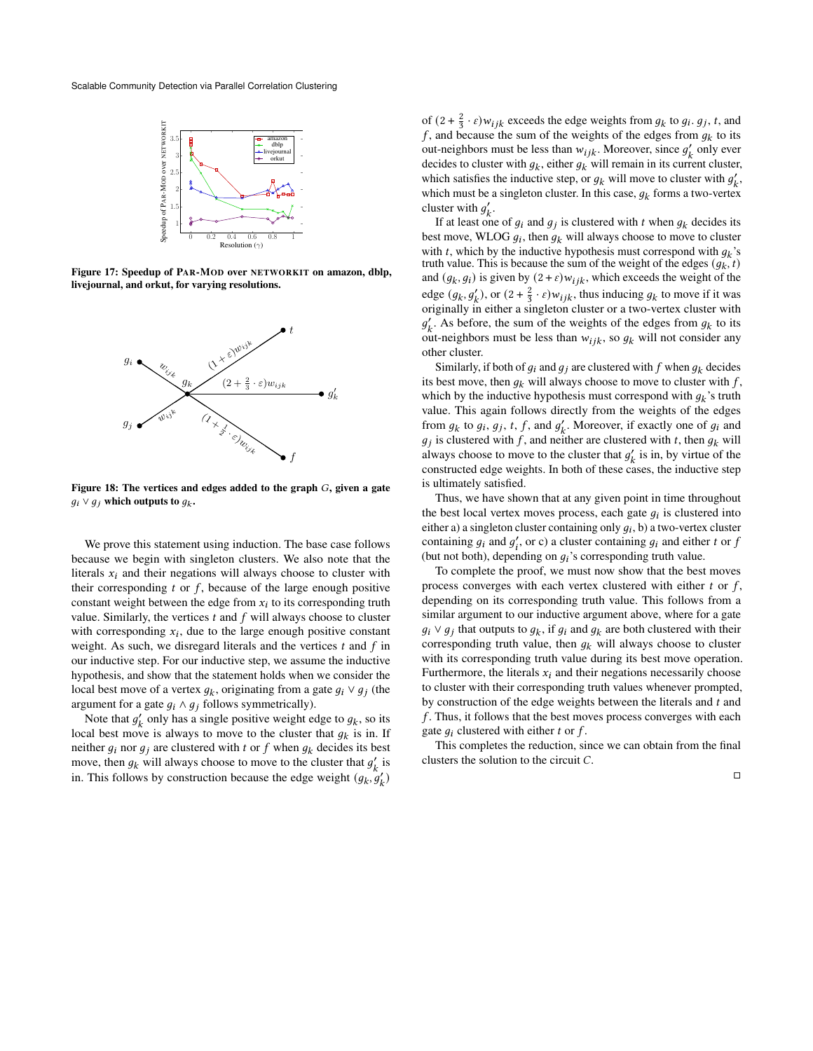Speedup of PAR-MOD over NETWORKIT

3.5
3
2.5
2
1.5
1

0
0.2
0.4
0.6
0.8
1

Resolution ($\gamma$)

amazon
dblp
livejournal
orkut

**Figure 17: Speedup of PAR-MOD over NETWORKIT on amazon, dblp, livejournal, and orkut, for varying resolutions.**

$t$
$g_i$
$w_{ijk}$
$(1+\varepsilon)w_{ijk}$
$g_k$
$(2+\frac{2}{3}\cdot\varepsilon)w_{ijk}$
$g'_k$
$g_j$
$w_{ijk}$
$(1+\frac{1}{2}\cdot\varepsilon)w_{ijk}$
$f$

**Figure 18: The vertices and edges added to the graph $G$, given a gate $g_i \vee g_j$ which outputs to $g_k$.**

We prove this statement using induction. The base case follows because we begin with singleton clusters. We also note that the literals $x_i$ and their negations will always choose to cluster with their corresponding $t$ or $f$, because of the large enough positive constant weight between the edge from $x_i$ to its corresponding truth value. Similarly, the vertices $t$ and $f$ will always choose to cluster with corresponding $x_i$, due to the large enough positive constant weight. As such, we disregard literals and the vertices $t$ and $f$ in our inductive step. For our inductive step, we assume the inductive hypothesis, and show that the statement holds when we consider the local best move of a vertex $g_k$, originating from a gate $g_i \vee g_j$ (the argument for a gate $g_i \wedge g_j$ follows symmetrically).

Note that $g'_k$ only has a single positive weight edge to $g_k$, so its local best move is always to move to the cluster that $g_k$ is in. If neither $g_i$ nor $g_j$ are clustered with $t$ or $f$ when $g_k$ decides its best move, then $g_k$ will always choose to move to the cluster that $g'_k$ is in. This follows by construction because the edge weight $(g_k, g'_k)$ of $(2 + \frac{2}{3} \cdot \varepsilon)w_{ijk}$ exceeds the edge weights from $g_k$ to $g_i$. $g_j$, $t$, and $f$, and because the sum of the weights of the edges from $g_k$ to its out-neighbors must be less than $w_{ijk}$. Moreover, since $g'_k$ only ever decides to cluster with $g_k$, either $g_k$ will remain in its current cluster, which satisfies the inductive step, or $g_k$ will move to cluster with $g'_k$, which must be a singleton cluster. In this case, $g_k$ forms a two-vertex cluster with $g'_k$.

If at least one of $g_i$ and $g_j$ is clustered with $t$ when $g_k$ decides its best move, WLOG $g_i$, then $g_k$ will always choose to move to cluster with $t$, which by the inductive hypothesis must correspond with $g_k$'s truth value. This is because the sum of the weight of the edges $(g_k, t)$ and $(g_k, g_i)$ is given by $(2 + \varepsilon)w_{ijk}$, which exceeds the weight of the edge $(g_k, g'_k)$, or $(2 + \frac{2}{3} \cdot \varepsilon)w_{ijk}$, thus inducing $g_k$ to move if it was originally in either a singleton cluster or a two-vertex cluster with $g'_k$. As before, the sum of the weights of the edges from $g_k$ to its out-neighbors must be less than $w_{ijk}$, so $g_k$ will not consider any other cluster.

Similarly, if both of $g_i$ and $g_j$ are clustered with $f$ when $g_k$ decides its best move, then $g_k$ will always choose to move to cluster with $f$, which by the inductive hypothesis must correspond with $g_k$'s truth value. This again follows directly from the weights of the edges from $g_k$ to $g_i$, $g_j$, $t$, $f$, and $g'_k$. Moreover, if exactly one of $g_i$ and $g_j$ is clustered with $f$, and neither are clustered with $t$, then $g_k$ will always choose to move to the cluster that $g'_k$ is in, by virtue of the constructed edge weights. In both of these cases, the inductive step is ultimately satisfied.

Thus, we have shown that at any given point in time throughout the best local vertex moves process, each gate $g_i$ is clustered into either a) a singleton cluster containing only $g_i$, b) a two-vertex cluster containing $g_i$ and $g'_i$, or c) a cluster containing $g_i$ and either $t$ or $f$ (but not both), depending on $g_i$'s corresponding truth value.

To complete the proof, we must now show that the best moves process converges with each vertex clustered with either $t$ or $f$, depending on its corresponding truth value. This follows from a similar argument to our inductive argument above, where for a gate $g_i \vee g_j$ that outputs to $g_k$, if $g_i$ and $g_k$ are both clustered with their corresponding truth value, then $g_k$ will always choose to cluster with its corresponding truth value during its best move operation. Furthermore, the literals $x_i$ and their negations necessarily choose to cluster with their corresponding truth values whenever prompted, by construction of the edge weights between the literals and $t$ and $f$. Thus, it follows that the best moves process converges with each gate $g_i$ clustered with either $t$ or $f$.

This completes the reduction, since we can obtain from the final clusters the solution to the circuit $C$.

□